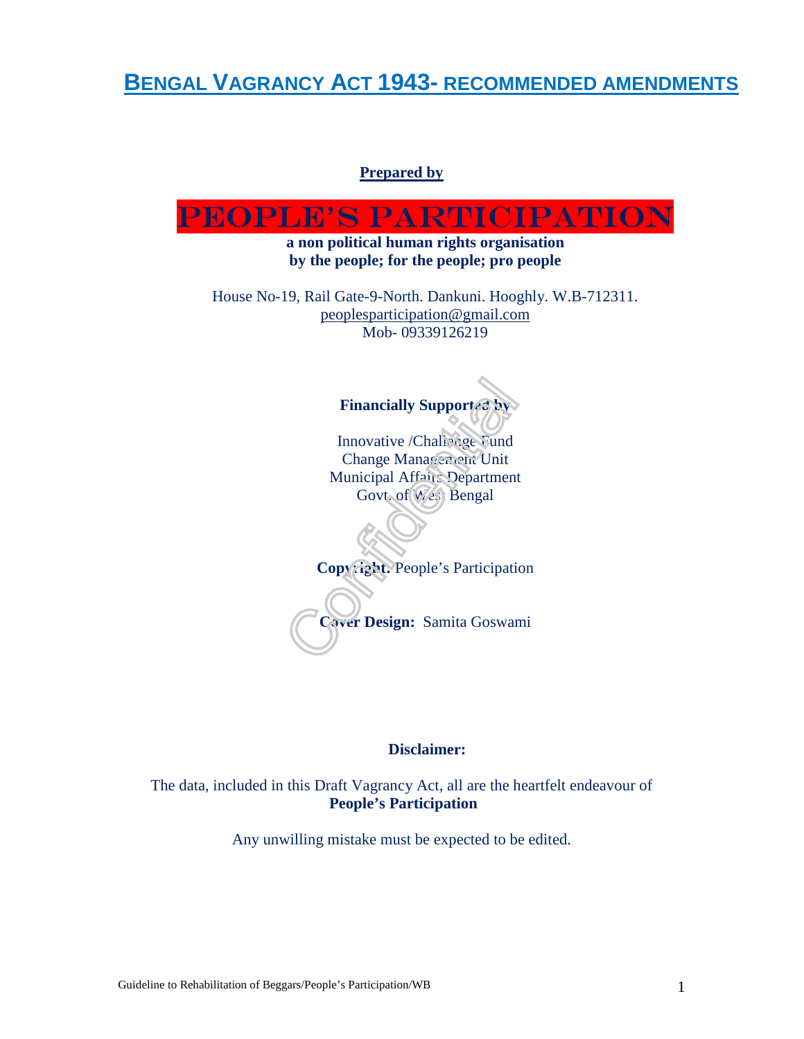# BENGAL VAGRANCY ACT 1943- RECOMMENDED AMENDMENTS

**Prepared by**

# PEOPLE'S PARTICIPATION

**a non political human rights organisation**
**by the people; for the people; pro people**

House No-19, Rail Gate-9-North. Dankuni. Hooghly. W.B-712311.
peoplesparticipation@gmail.com
Mob- 09339126219

**Financially Supported by**

Innovative /Challenge Fund
Change Management Unit
Municipal Affairs Department
Govt. of West Bengal

**Copyright:** People's Participation

**Cover Design:** Samita Goswami

**Disclaimer:**

The data, included in this Draft Vagrancy Act, all are the heartfelt endeavour of **People's Participation**

Any unwilling mistake must be expected to be edited.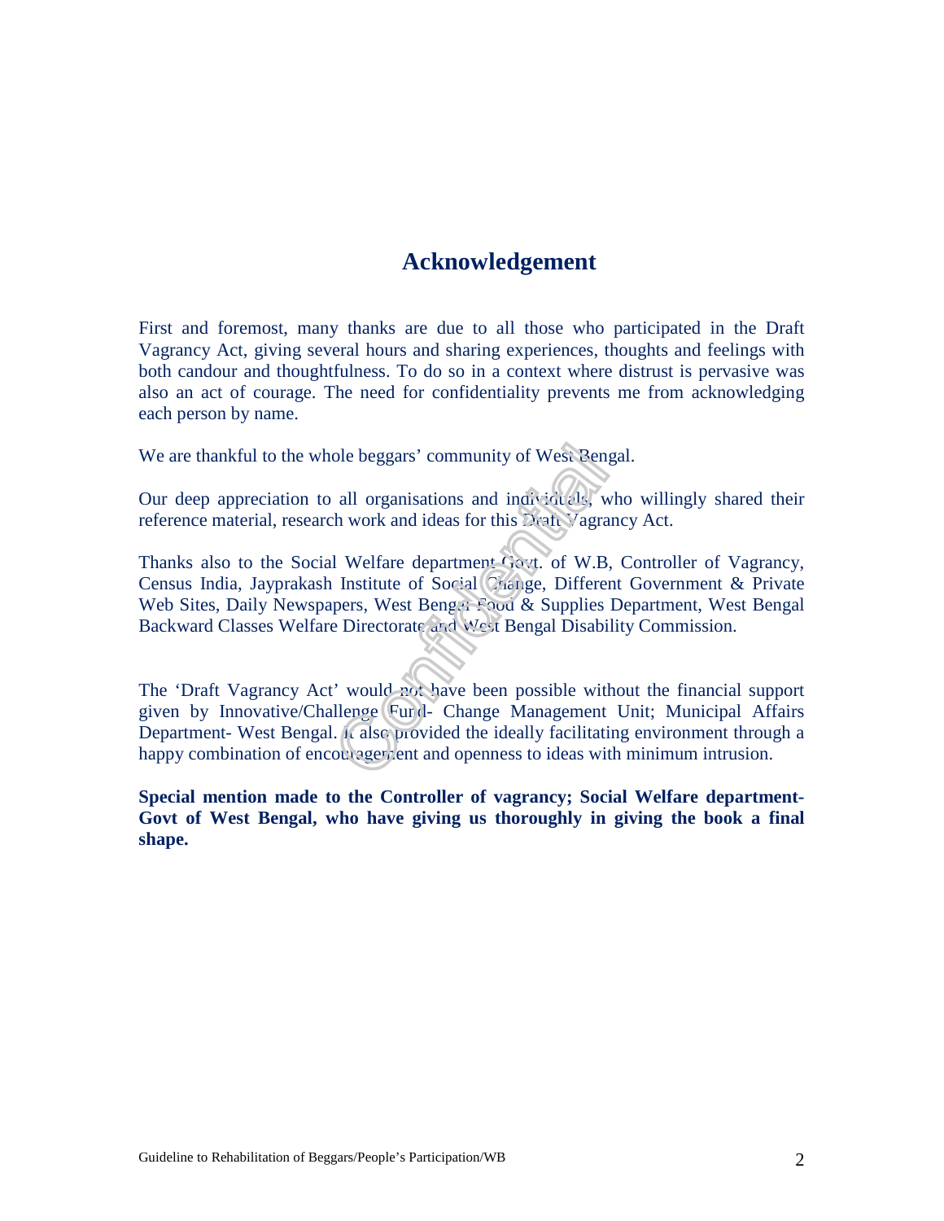# Acknowledgement

First and foremost, many thanks are due to all those who participated in the Draft Vagrancy Act, giving several hours and sharing experiences, thoughts and feelings with both candour and thoughtfulness. To do so in a context where distrust is pervasive was also an act of courage. The need for confidentiality prevents me from acknowledging each person by name.

We are thankful to the whole beggars' community of West Bengal.

Our deep appreciation to all organisations and individuals, who willingly shared their reference material, research work and ideas for this Draft Vagrancy Act.

Thanks also to the Social Welfare department Govt. of W.B, Controller of Vagrancy, Census India, Jayprakash Institute of Social Change, Different Government & Private Web Sites, Daily Newspapers, West Bengal Food & Supplies Department, West Bengal Backward Classes Welfare Directorate and West Bengal Disability Commission.

The 'Draft Vagrancy Act' would not have been possible without the financial support given by Innovative/Challenge Fund- Change Management Unit; Municipal Affairs Department- West Bengal. It also provided the ideally facilitating environment through a happy combination of encouragement and openness to ideas with minimum intrusion.

**Special mention made to the Controller of vagrancy; Social Welfare department- Govt of West Bengal, who have giving us thoroughly in giving the book a final shape.**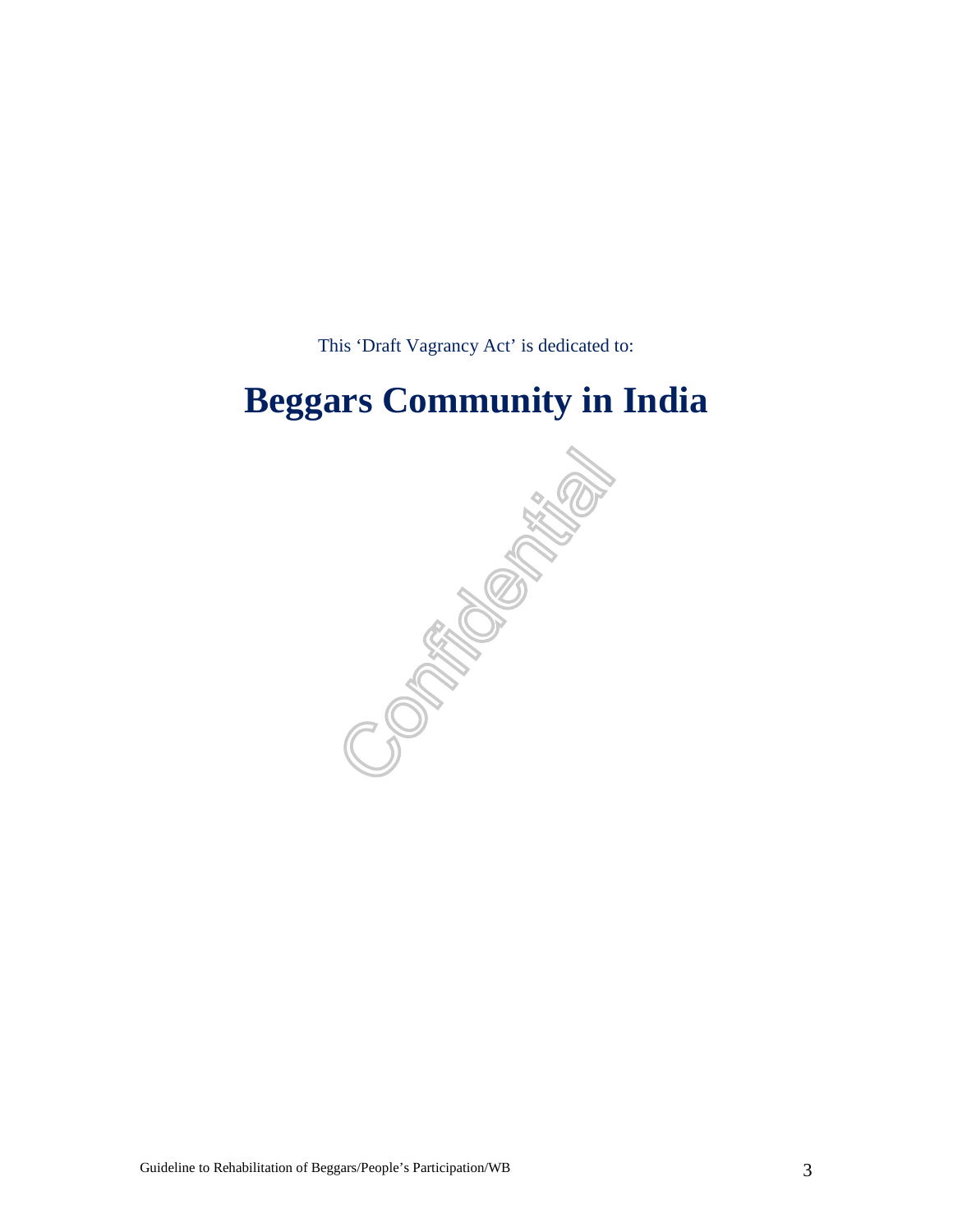This 'Draft Vagrancy Act' is dedicated to:

# Beggars Community in India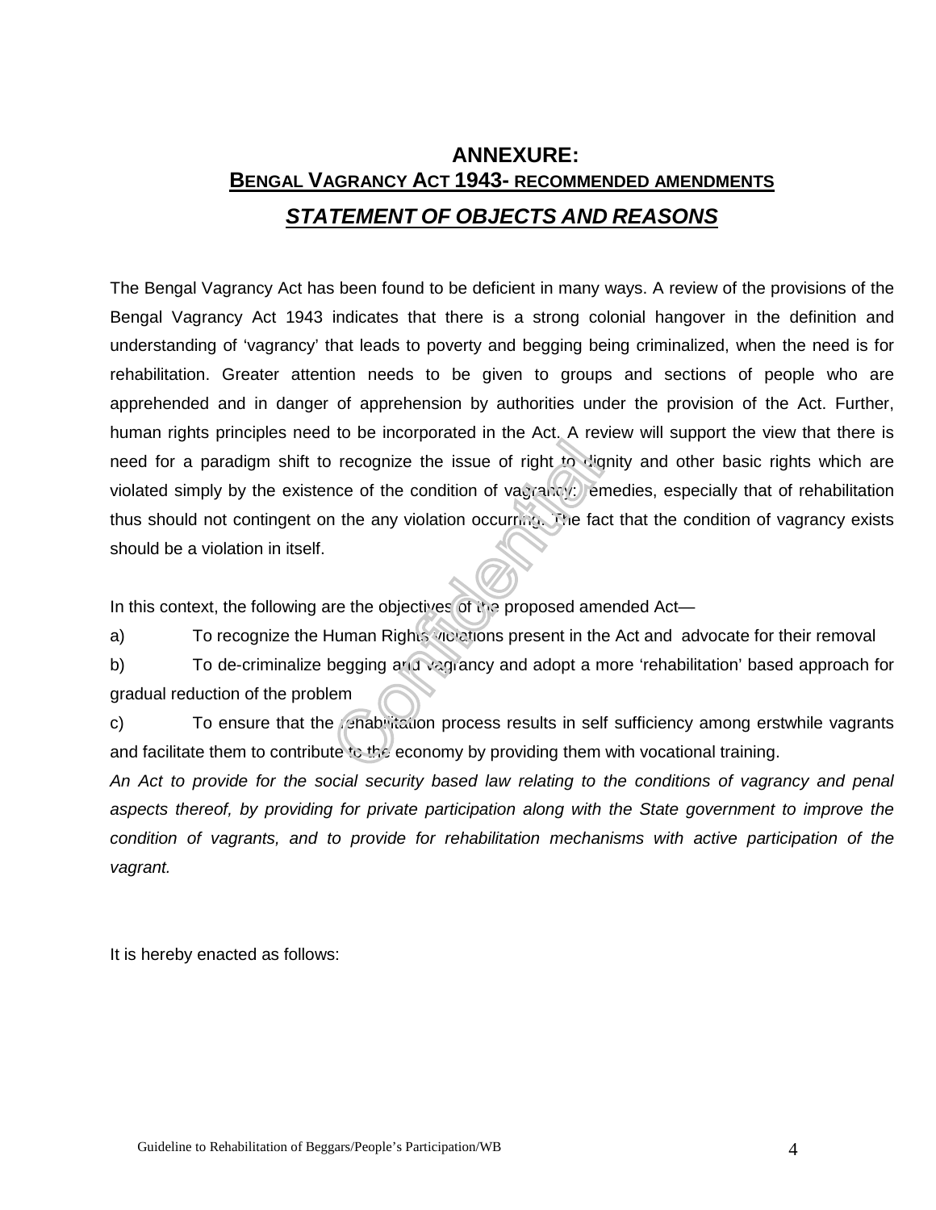# ANNEXURE:

## BENGAL VAGRANCY ACT 1943- RECOMMENDED AMENDMENTS

## *STATEMENT OF OBJECTS AND REASONS*

The Bengal Vagrancy Act has been found to be deficient in many ways. A review of the provisions of the Bengal Vagrancy Act 1943 indicates that there is a strong colonial hangover in the definition and understanding of 'vagrancy' that leads to poverty and begging being criminalized, when the need is for rehabilitation. Greater attention needs to be given to groups and sections of people who are apprehended and in danger of apprehension by authorities under the provision of the Act. Further, human rights principles need to be incorporated in the Act. A review will support the view that there is need for a paradigm shift to recognize the issue of right to dignity and other basic rights which are violated simply by the existence of the condition of vagrancy. Remedies, especially that of rehabilitation thus should not contingent on the any violation occurring. The fact that the condition of vagrancy exists should be a violation in itself.

In this context, the following are the objectives of the proposed amended Act—

a) To recognize the Human Rights violations present in the Act and advocate for their removal

b) To de-criminalize begging and vagrancy and adopt a more 'rehabilitation' based approach for gradual reduction of the problem

c) To ensure that the rehabilitation process results in self sufficiency among erstwhile vagrants and facilitate them to contribute to the economy by providing them with vocational training.

*An Act to provide for the social security based law relating to the conditions of vagrancy and penal aspects thereof, by providing for private participation along with the State government to improve the condition of vagrants, and to provide for rehabilitation mechanisms with active participation of the vagrant.*

It is hereby enacted as follows: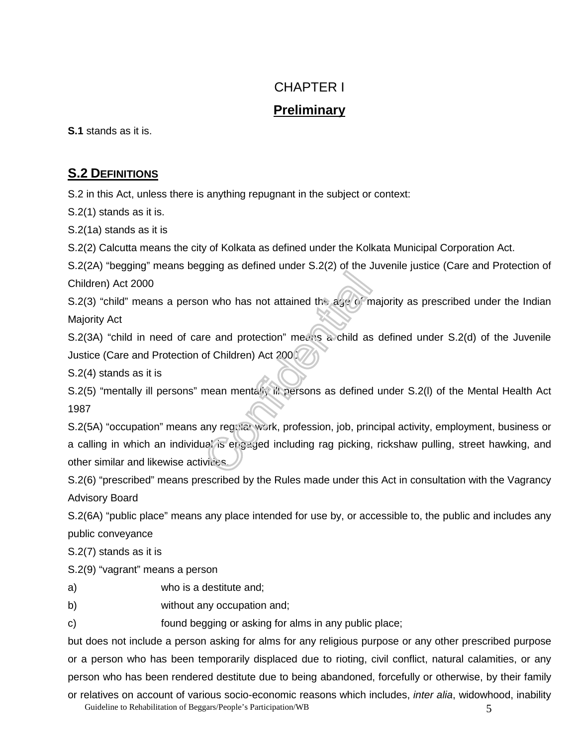# CHAPTER I

## Preliminary

**S.1** stands as it is.

## S.2 DEFINITIONS

S.2 in this Act, unless there is anything repugnant in the subject or context:

S.2(1) stands as it is.

S.2(1a) stands as it is

S.2(2) Calcutta means the city of Kolkata as defined under the Kolkata Municipal Corporation Act.

S.2(2A) "begging" means begging as defined under S.2(2) of the Juvenile justice (Care and Protection of Children) Act 2000

S.2(3) "child" means a person who has not attained the age of majority as prescribed under the Indian Majority Act

S.2(3A) "child in need of care and protection" means a child as defined under S.2(d) of the Juvenile Justice (Care and Protection of Children) Act 2000

S.2(4) stands as it is

S.2(5) "mentally ill persons" mean mentally ill persons as defined under S.2(l) of the Mental Health Act 1987

S.2(5A) "occupation" means any regular work, profession, job, principal activity, employment, business or a calling in which an individual is engaged including rag picking, rickshaw pulling, street hawking, and other similar and likewise activities.

S.2(6) "prescribed" means prescribed by the Rules made under this Act in consultation with the Vagrancy Advisory Board

S.2(6A) "public place" means any place intended for use by, or accessible to, the public and includes any public conveyance

S.2(7) stands as it is

S.2(9) "vagrant" means a person

a) who is a destitute and;

b) without any occupation and;

c) found begging or asking for alms in any public place;

but does not include a person asking for alms for any religious purpose or any other prescribed purpose or a person who has been temporarily displaced due to rioting, civil conflict, natural calamities, or any person who has been rendered destitute due to being abandoned, forcefully or otherwise, by their family or relatives on account of various socio-economic reasons which includes, *inter alia*, widowhood, inability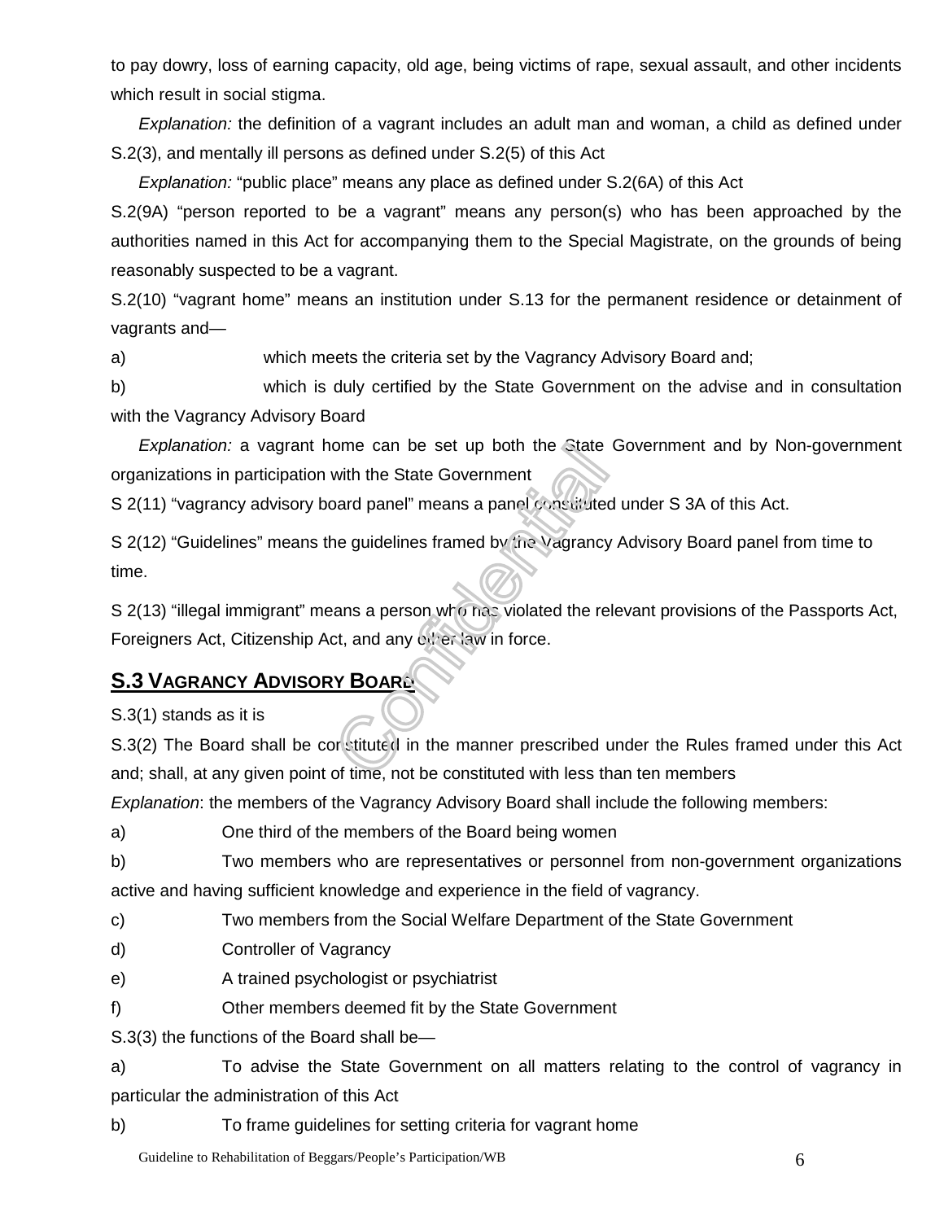to pay dowry, loss of earning capacity, old age, being victims of rape, sexual assault, and other incidents which result in social stigma.

*Explanation:* the definition of a vagrant includes an adult man and woman, a child as defined under S.2(3), and mentally ill persons as defined under S.2(5) of this Act

*Explanation:* "public place" means any place as defined under S.2(6A) of this Act

S.2(9A) "person reported to be a vagrant" means any person(s) who has been approached by the authorities named in this Act for accompanying them to the Special Magistrate, on the grounds of being reasonably suspected to be a vagrant.

S.2(10) "vagrant home" means an institution under S.13 for the permanent residence or detainment of vagrants and—

a) which meets the criteria set by the Vagrancy Advisory Board and;

b) which is duly certified by the State Government on the advise and in consultation with the Vagrancy Advisory Board

*Explanation:* a vagrant home can be set up both the State Government and by Non-government organizations in participation with the State Government

S 2(11) "vagrancy advisory board panel" means a panel constituted under S 3A of this Act.

S 2(12) "Guidelines" means the guidelines framed by the Vagrancy Advisory Board panel from time to time.

S 2(13) "illegal immigrant" means a person who has violated the relevant provisions of the Passports Act, Foreigners Act, Citizenship Act, and any other law in force.

## S.3 Vagrancy Advisory Board

S.3(1) stands as it is

S.3(2) The Board shall be constituted in the manner prescribed under the Rules framed under this Act and; shall, at any given point of time, not be constituted with less than ten members

*Explanation*: the members of the Vagrancy Advisory Board shall include the following members:

a) One third of the members of the Board being women

b) Two members who are representatives or personnel from non-government organizations active and having sufficient knowledge and experience in the field of vagrancy.

c) Two members from the Social Welfare Department of the State Government

d) Controller of Vagrancy

e) A trained psychologist or psychiatrist

f) Other members deemed fit by the State Government

S.3(3) the functions of the Board shall be—

a) To advise the State Government on all matters relating to the control of vagrancy in particular the administration of this Act

b) To frame guidelines for setting criteria for vagrant home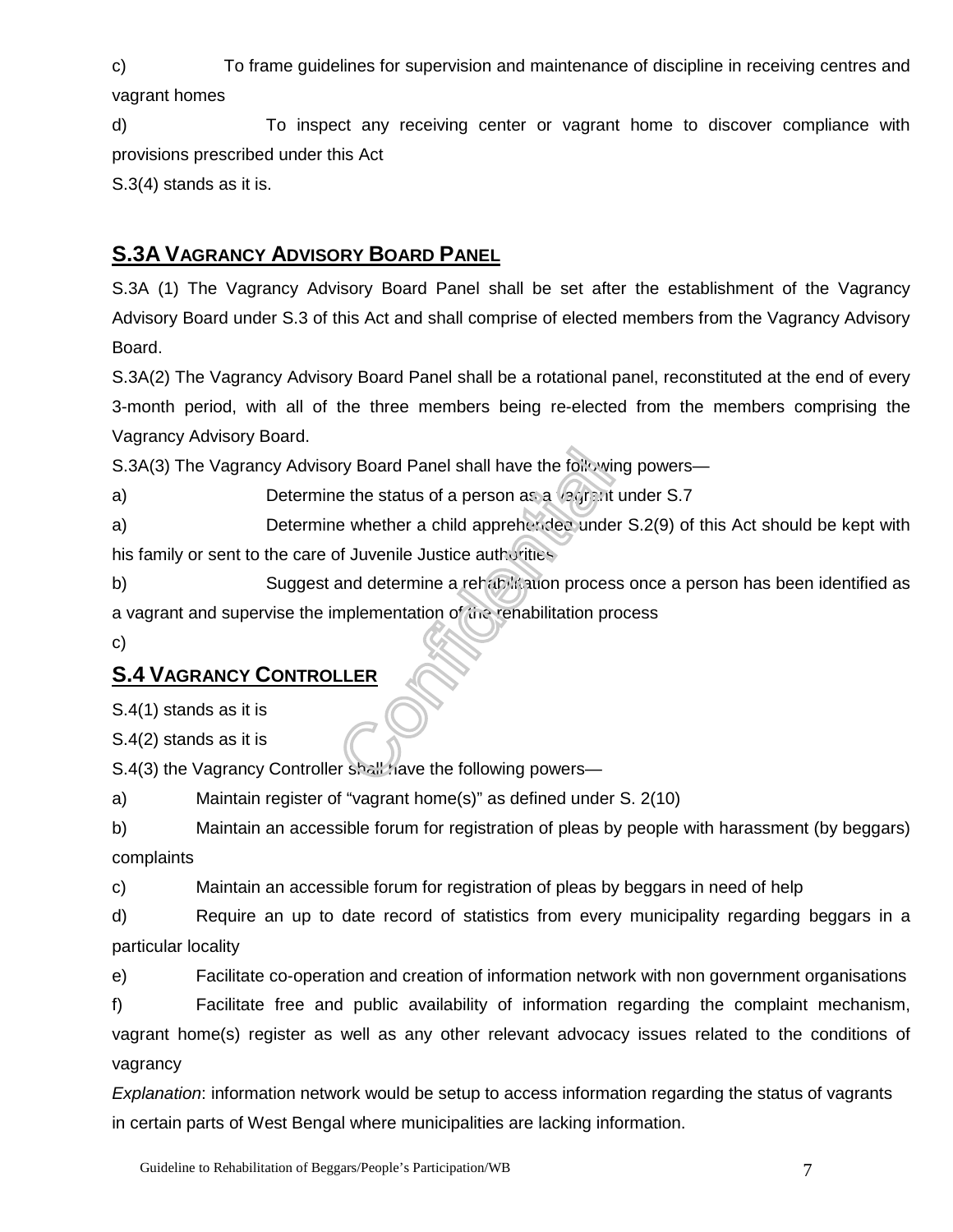c) To frame guidelines for supervision and maintenance of discipline in receiving centres and vagrant homes

d) To inspect any receiving center or vagrant home to discover compliance with provisions prescribed under this Act

S.3(4) stands as it is.

## S.3A VAGRANCY ADVISORY BOARD PANEL

S.3A (1) The Vagrancy Advisory Board Panel shall be set after the establishment of the Vagrancy Advisory Board under S.3 of this Act and shall comprise of elected members from the Vagrancy Advisory Board.

S.3A(2) The Vagrancy Advisory Board Panel shall be a rotational panel, reconstituted at the end of every 3-month period, with all of the three members being re-elected from the members comprising the Vagrancy Advisory Board.

S.3A(3) The Vagrancy Advisory Board Panel shall have the following powers—

a) Determine the status of a person as a vagrant under S.7

a) Determine whether a child apprehended under S.2(9) of this Act should be kept with his family or sent to the care of Juvenile Justice authorities

b) Suggest and determine a rehabilitation process once a person has been identified as a vagrant and supervise the implementation of the rehabilitation process

c)

## S.4 VAGRANCY CONTROLLER

S.4(1) stands as it is

S.4(2) stands as it is

S.4(3) the Vagrancy Controller shall have the following powers—

a) Maintain register of "vagrant home(s)" as defined under S. 2(10)

b) Maintain an accessible forum for registration of pleas by people with harassment (by beggars) complaints

c) Maintain an accessible forum for registration of pleas by beggars in need of help

d) Require an up to date record of statistics from every municipality regarding beggars in a particular locality

e) Facilitate co-operation and creation of information network with non government organisations

f) Facilitate free and public availability of information regarding the complaint mechanism, vagrant home(s) register as well as any other relevant advocacy issues related to the conditions of vagrancy

*Explanation*: information network would be setup to access information regarding the status of vagrants in certain parts of West Bengal where municipalities are lacking information.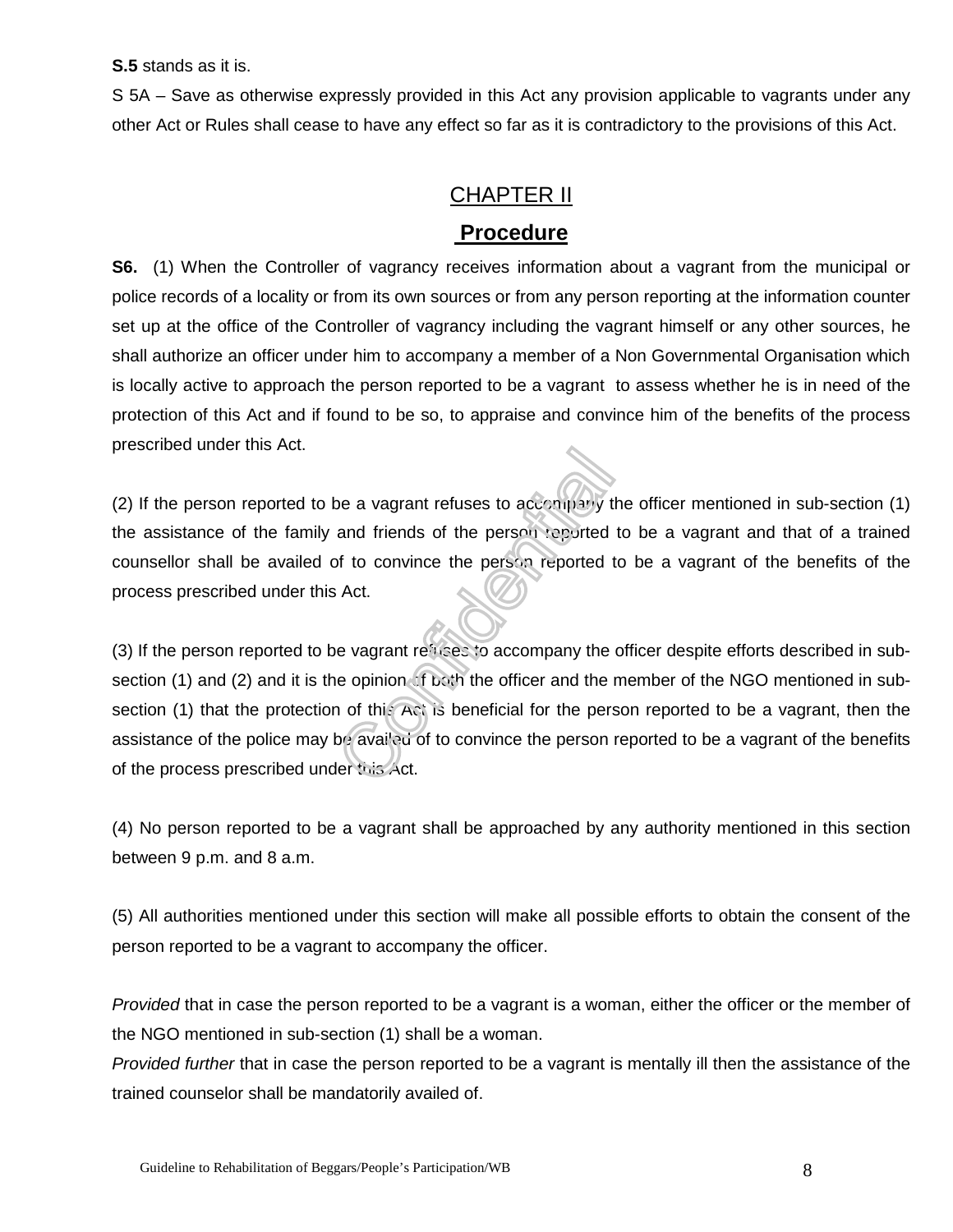**S.5** stands as it is.

S 5A – Save as otherwise expressly provided in this Act any provision applicable to vagrants under any other Act or Rules shall cease to have any effect so far as it is contradictory to the provisions of this Act.

## CHAPTER II

## Procedure

**S6.** (1) When the Controller of vagrancy receives information about a vagrant from the municipal or police records of a locality or from its own sources or from any person reporting at the information counter set up at the office of the Controller of vagrancy including the vagrant himself or any other sources, he shall authorize an officer under him to accompany a member of a Non Governmental Organisation which is locally active to approach the person reported to be a vagrant to assess whether he is in need of the protection of this Act and if found to be so, to appraise and convince him of the benefits of the process prescribed under this Act.

(2) If the person reported to be a vagrant refuses to accompany the officer mentioned in sub-section (1) the assistance of the family and friends of the person reported to be a vagrant and that of a trained counsellor shall be availed of to convince the person reported to be a vagrant of the benefits of the process prescribed under this Act.

(3) If the person reported to be vagrant refuses to accompany the officer despite efforts described in sub-section (1) and (2) and it is the opinion of both the officer and the member of the NGO mentioned in sub-section (1) that the protection of this Act is beneficial for the person reported to be a vagrant, then the assistance of the police may be availed of to convince the person reported to be a vagrant of the benefits of the process prescribed under this Act.

(4) No person reported to be a vagrant shall be approached by any authority mentioned in this section between 9 p.m. and 8 a.m.

(5) All authorities mentioned under this section will make all possible efforts to obtain the consent of the person reported to be a vagrant to accompany the officer.

*Provided* that in case the person reported to be a vagrant is a woman, either the officer or the member of the NGO mentioned in sub-section (1) shall be a woman.

*Provided further* that in case the person reported to be a vagrant is mentally ill then the assistance of the trained counselor shall be mandatorily availed of.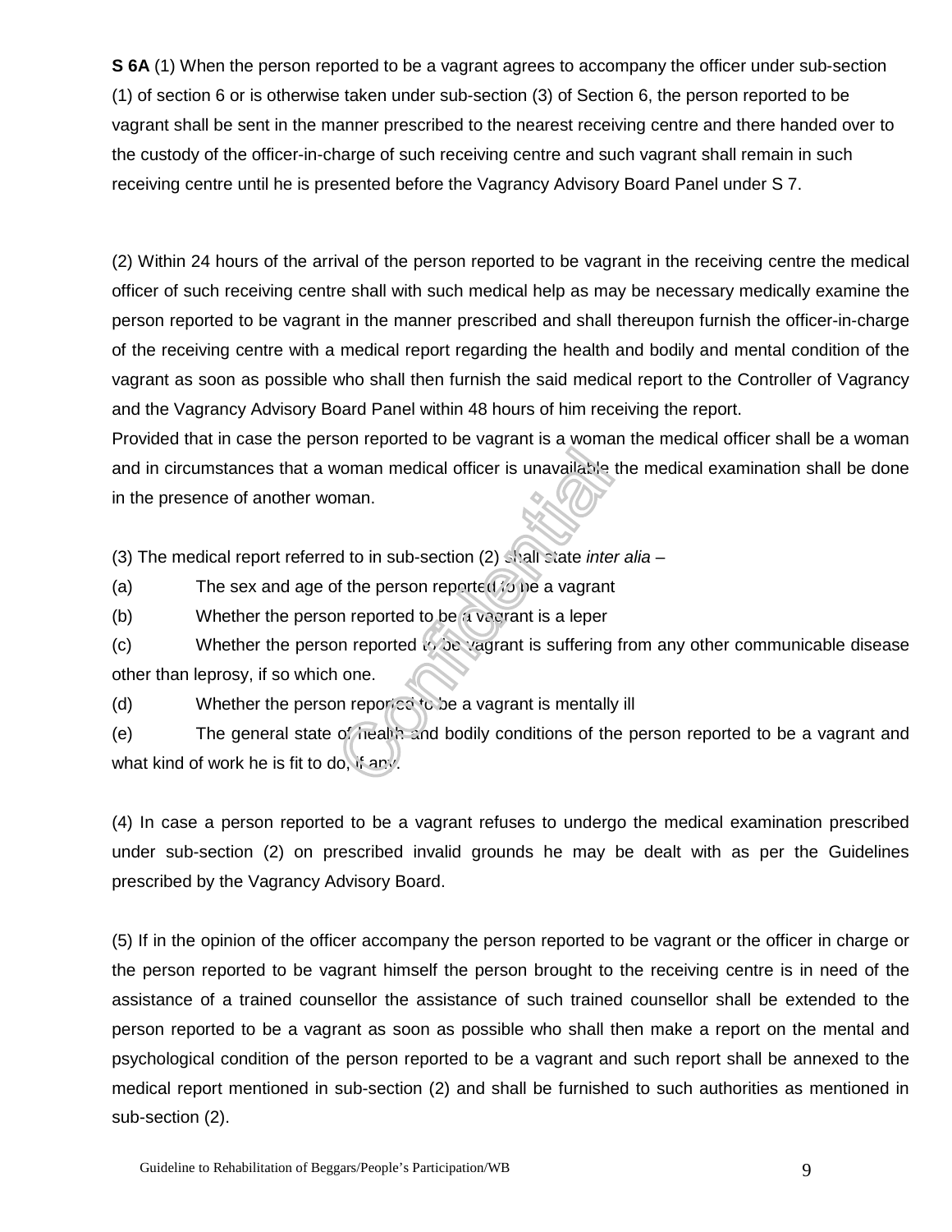**S 6A** (1) When the person reported to be a vagrant agrees to accompany the officer under sub-section (1) of section 6 or is otherwise taken under sub-section (3) of Section 6, the person reported to be vagrant shall be sent in the manner prescribed to the nearest receiving centre and there handed over to the custody of the officer-in-charge of such receiving centre and such vagrant shall remain in such receiving centre until he is presented before the Vagrancy Advisory Board Panel under S 7.

(2) Within 24 hours of the arrival of the person reported to be vagrant in the receiving centre the medical officer of such receiving centre shall with such medical help as may be necessary medically examine the person reported to be vagrant in the manner prescribed and shall thereupon furnish the officer-in-charge of the receiving centre with a medical report regarding the health and bodily and mental condition of the vagrant as soon as possible who shall then furnish the said medical report to the Controller of Vagrancy and the Vagrancy Advisory Board Panel within 48 hours of him receiving the report.
Provided that in case the person reported to be vagrant is a woman the medical officer shall be a woman and in circumstances that a woman medical officer is unavailable the medical examination shall be done in the presence of another woman.

(3) The medical report referred to in sub-section (2) shall state *inter alia* –

(a) The sex and age of the person reported to be a vagrant

(b) Whether the person reported to be a vagrant is a leper

(c) Whether the person reported to be vagrant is suffering from any other communicable disease other than leprosy, if so which one.

(d) Whether the person reported to be a vagrant is mentally ill

(e) The general state of health and bodily conditions of the person reported to be a vagrant and what kind of work he is fit to do, if any.

(4) In case a person reported to be a vagrant refuses to undergo the medical examination prescribed under sub-section (2) on prescribed invalid grounds he may be dealt with as per the Guidelines prescribed by the Vagrancy Advisory Board.

(5) If in the opinion of the officer accompany the person reported to be vagrant or the officer in charge or the person reported to be vagrant himself the person brought to the receiving centre is in need of the assistance of a trained counsellor the assistance of such trained counsellor shall be extended to the person reported to be a vagrant as soon as possible who shall then make a report on the mental and psychological condition of the person reported to be a vagrant and such report shall be annexed to the medical report mentioned in sub-section (2) and shall be furnished to such authorities as mentioned in sub-section (2).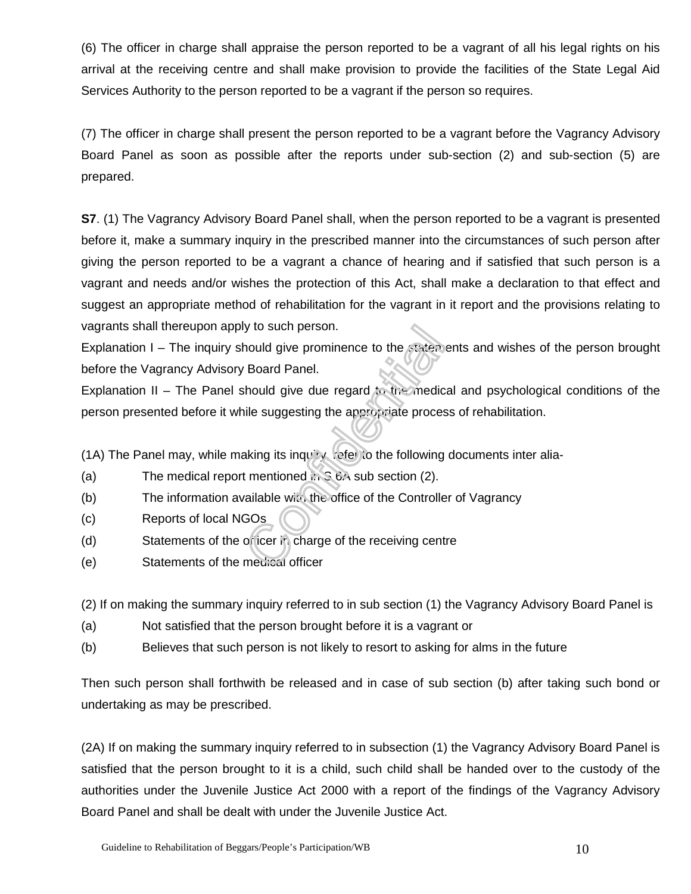(6) The officer in charge shall appraise the person reported to be a vagrant of all his legal rights on his arrival at the receiving centre and shall make provision to provide the facilities of the State Legal Aid Services Authority to the person reported to be a vagrant if the person so requires.

(7) The officer in charge shall present the person reported to be a vagrant before the Vagrancy Advisory Board Panel as soon as possible after the reports under sub-section (2) and sub-section (5) are prepared.

**S7**. (1) The Vagrancy Advisory Board Panel shall, when the person reported to be a vagrant is presented before it, make a summary inquiry in the prescribed manner into the circumstances of such person after giving the person reported to be a vagrant a chance of hearing and if satisfied that such person is a vagrant and needs and/or wishes the protection of this Act, shall make a declaration to that effect and suggest an appropriate method of rehabilitation for the vagrant in it report and the provisions relating to vagrants shall thereupon apply to such person.

Explanation I – The inquiry should give prominence to the statements and wishes of the person brought before the Vagrancy Advisory Board Panel.

Explanation II – The Panel should give due regard to the medical and psychological conditions of the person presented before it while suggesting the appropriate process of rehabilitation.

(1A) The Panel may, while making its inquiry, refer to the following documents inter alia-

(a) The medical report mentioned in S 6A sub section (2).

(b) The information available with the office of the Controller of Vagrancy

(c) Reports of local NGOs

(d) Statements of the officer in charge of the receiving centre

(e) Statements of the medical officer

(2) If on making the summary inquiry referred to in sub section (1) the Vagrancy Advisory Board Panel is

(a) Not satisfied that the person brought before it is a vagrant or

(b) Believes that such person is not likely to resort to asking for alms in the future

Then such person shall forthwith be released and in case of sub section (b) after taking such bond or undertaking as may be prescribed.

(2A) If on making the summary inquiry referred to in subsection (1) the Vagrancy Advisory Board Panel is satisfied that the person brought to it is a child, such child shall be handed over to the custody of the authorities under the Juvenile Justice Act 2000 with a report of the findings of the Vagrancy Advisory Board Panel and shall be dealt with under the Juvenile Justice Act.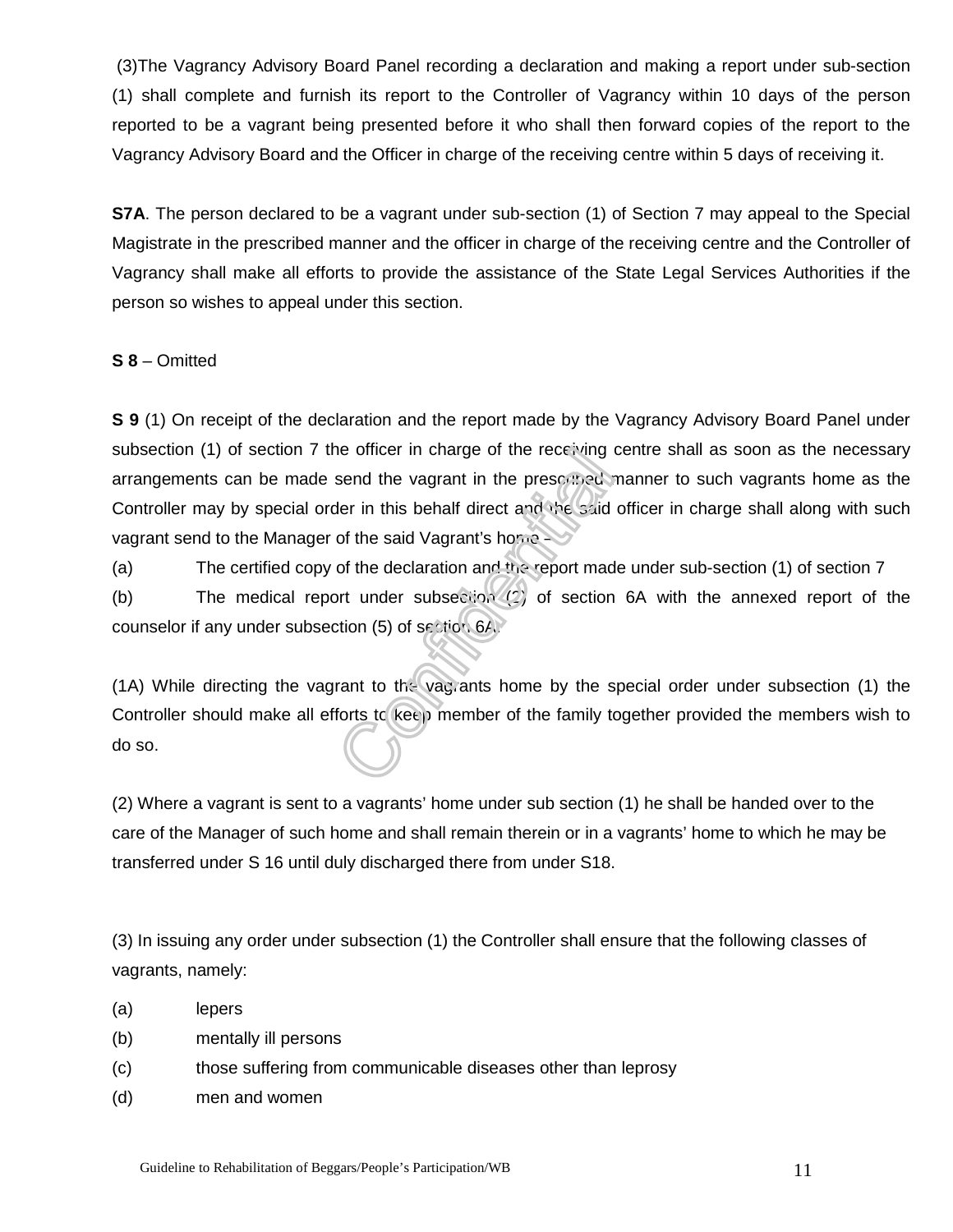(3)The Vagrancy Advisory Board Panel recording a declaration and making a report under sub-section (1) shall complete and furnish its report to the Controller of Vagrancy within 10 days of the person reported to be a vagrant being presented before it who shall then forward copies of the report to the Vagrancy Advisory Board and the Officer in charge of the receiving centre within 5 days of receiving it.

**S7A**. The person declared to be a vagrant under sub-section (1) of Section 7 may appeal to the Special Magistrate in the prescribed manner and the officer in charge of the receiving centre and the Controller of Vagrancy shall make all efforts to provide the assistance of the State Legal Services Authorities if the person so wishes to appeal under this section.

**S 8** – Omitted

**S 9** (1) On receipt of the declaration and the report made by the Vagrancy Advisory Board Panel under subsection (1) of section 7 the officer in charge of the receiving centre shall as soon as the necessary arrangements can be made send the vagrant in the prescribed manner to such vagrants home as the Controller may by special order in this behalf direct and the said officer in charge shall along with such vagrant send to the Manager of the said Vagrant's home –

(a) The certified copy of the declaration and the report made under sub-section (1) of section 7

(b) The medical report under subsection (2) of section 6A with the annexed report of the counselor if any under subsection (5) of section 6A.

(1A) While directing the vagrant to the vagrants home by the special order under subsection (1) the Controller should make all efforts to keep member of the family together provided the members wish to do so.

(2) Where a vagrant is sent to a vagrants' home under sub section (1) he shall be handed over to the care of the Manager of such home and shall remain therein or in a vagrants' home to which he may be transferred under S 16 until duly discharged there from under S18.

(3) In issuing any order under subsection (1) the Controller shall ensure that the following classes of vagrants, namely:

(a) lepers

(b) mentally ill persons

(c) those suffering from communicable diseases other than leprosy

(d) men and women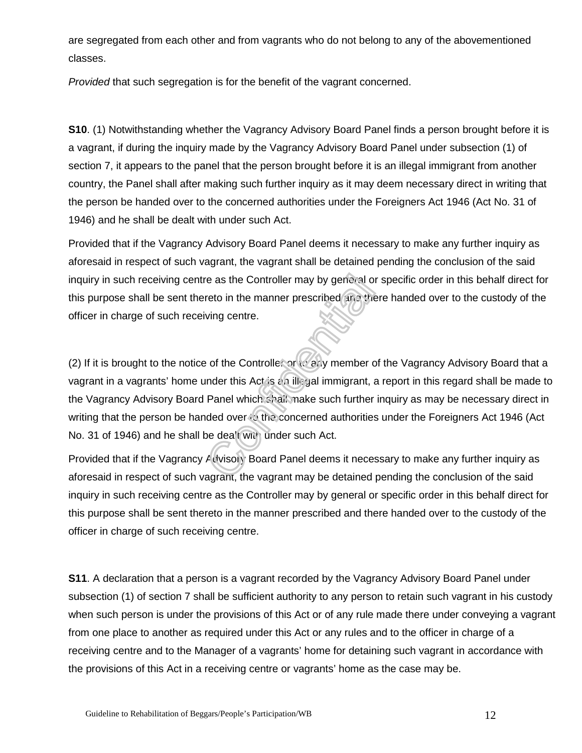are segregated from each other and from vagrants who do not belong to any of the abovementioned classes.

*Provided* that such segregation is for the benefit of the vagrant concerned.

**S10**. (1) Notwithstanding whether the Vagrancy Advisory Board Panel finds a person brought before it is a vagrant, if during the inquiry made by the Vagrancy Advisory Board Panel under subsection (1) of section 7, it appears to the panel that the person brought before it is an illegal immigrant from another country, the Panel shall after making such further inquiry as it may deem necessary direct in writing that the person be handed over to the concerned authorities under the Foreigners Act 1946 (Act No. 31 of 1946) and he shall be dealt with under such Act.

Provided that if the Vagrancy Advisory Board Panel deems it necessary to make any further inquiry as aforesaid in respect of such vagrant, the vagrant shall be detained pending the conclusion of the said inquiry in such receiving centre as the Controller may by general or specific order in this behalf direct for this purpose shall be sent thereto in the manner prescribed and there handed over to the custody of the officer in charge of such receiving centre.

(2) If it is brought to the notice of the Controller or to any member of the Vagrancy Advisory Board that a vagrant in a vagrants' home under this Act is an illegal immigrant, a report in this regard shall be made to the Vagrancy Advisory Board Panel which shall make such further inquiry as may be necessary direct in writing that the person be handed over to the concerned authorities under the Foreigners Act 1946 (Act No. 31 of 1946) and he shall be dealt with under such Act.

Provided that if the Vagrancy Advisory Board Panel deems it necessary to make any further inquiry as aforesaid in respect of such vagrant, the vagrant may be detained pending the conclusion of the said inquiry in such receiving centre as the Controller may by general or specific order in this behalf direct for this purpose shall be sent thereto in the manner prescribed and there handed over to the custody of the officer in charge of such receiving centre.

**S11**. A declaration that a person is a vagrant recorded by the Vagrancy Advisory Board Panel under subsection (1) of section 7 shall be sufficient authority to any person to retain such vagrant in his custody when such person is under the provisions of this Act or of any rule made there under conveying a vagrant from one place to another as required under this Act or any rules and to the officer in charge of a receiving centre and to the Manager of a vagrants' home for detaining such vagrant in accordance with the provisions of this Act in a receiving centre or vagrants' home as the case may be.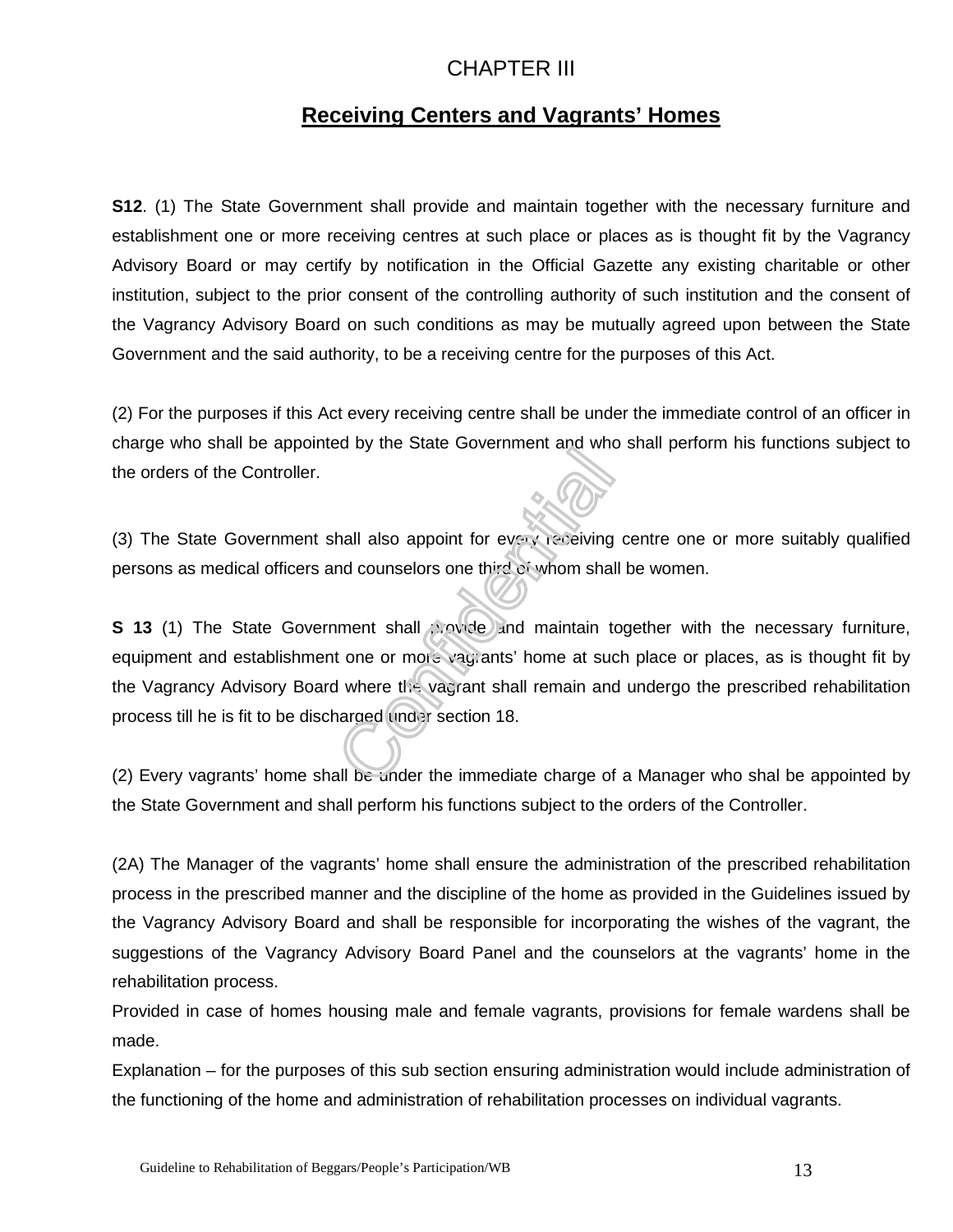# CHAPTER III

## Receiving Centers and Vagrants' Homes

**S12**. (1) The State Government shall provide and maintain together with the necessary furniture and establishment one or more receiving centres at such place or places as is thought fit by the Vagrancy Advisory Board or may certify by notification in the Official Gazette any existing charitable or other institution, subject to the prior consent of the controlling authority of such institution and the consent of the Vagrancy Advisory Board on such conditions as may be mutually agreed upon between the State Government and the said authority, to be a receiving centre for the purposes of this Act.

(2) For the purposes if this Act every receiving centre shall be under the immediate control of an officer in charge who shall be appointed by the State Government and who shall perform his functions subject to the orders of the Controller.

(3) The State Government shall also appoint for every receiving centre one or more suitably qualified persons as medical officers and counselors one third of whom shall be women.

**S 13** (1) The State Government shall provide and maintain together with the necessary furniture, equipment and establishment one or more vagrants' home at such place or places, as is thought fit by the Vagrancy Advisory Board where the vagrant shall remain and undergo the prescribed rehabilitation process till he is fit to be discharged under section 18.

(2) Every vagrants' home shall be under the immediate charge of a Manager who shal be appointed by the State Government and shall perform his functions subject to the orders of the Controller.

(2A) The Manager of the vagrants' home shall ensure the administration of the prescribed rehabilitation process in the prescribed manner and the discipline of the home as provided in the Guidelines issued by the Vagrancy Advisory Board and shall be responsible for incorporating the wishes of the vagrant, the suggestions of the Vagrancy Advisory Board Panel and the counselors at the vagrants' home in the rehabilitation process.

Provided in case of homes housing male and female vagrants, provisions for female wardens shall be made.

Explanation – for the purposes of this sub section ensuring administration would include administration of the functioning of the home and administration of rehabilitation processes on individual vagrants.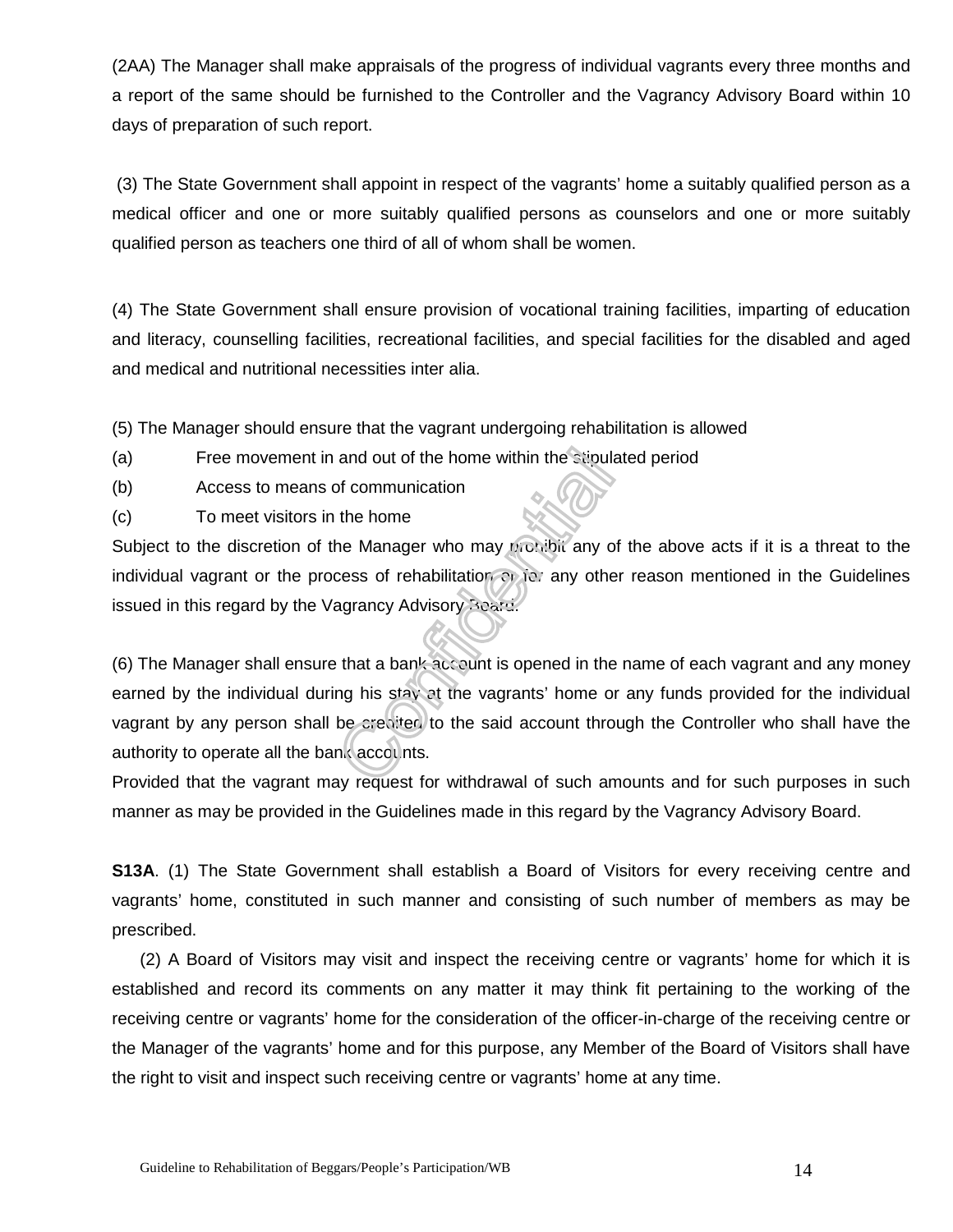(2AA) The Manager shall make appraisals of the progress of individual vagrants every three months and a report of the same should be furnished to the Controller and the Vagrancy Advisory Board within 10 days of preparation of such report.

(3) The State Government shall appoint in respect of the vagrants' home a suitably qualified person as a medical officer and one or more suitably qualified persons as counselors and one or more suitably qualified person as teachers one third of all of whom shall be women.

(4) The State Government shall ensure provision of vocational training facilities, imparting of education and literacy, counselling facilities, recreational facilities, and special facilities for the disabled and aged and medical and nutritional necessities inter alia.

(5) The Manager should ensure that the vagrant undergoing rehabilitation is allowed

(a) Free movement in and out of the home within the stipulated period

(b) Access to means of communication

(c) To meet visitors in the home

Subject to the discretion of the Manager who may prohibit any of the above acts if it is a threat to the individual vagrant or the process of rehabilitation or for any other reason mentioned in the Guidelines issued in this regard by the Vagrancy Advisory Board.

(6) The Manager shall ensure that a bank account is opened in the name of each vagrant and any money earned by the individual during his stay at the vagrants' home or any funds provided for the individual vagrant by any person shall be credited to the said account through the Controller who shall have the authority to operate all the bank accounts.

Provided that the vagrant may request for withdrawal of such amounts and for such purposes in such manner as may be provided in the Guidelines made in this regard by the Vagrancy Advisory Board.

**S13A**. (1) The State Government shall establish a Board of Visitors for every receiving centre and vagrants' home, constituted in such manner and consisting of such number of members as may be prescribed.

(2) A Board of Visitors may visit and inspect the receiving centre or vagrants' home for which it is established and record its comments on any matter it may think fit pertaining to the working of the receiving centre or vagrants' home for the consideration of the officer-in-charge of the receiving centre or the Manager of the vagrants' home and for this purpose, any Member of the Board of Visitors shall have the right to visit and inspect such receiving centre or vagrants' home at any time.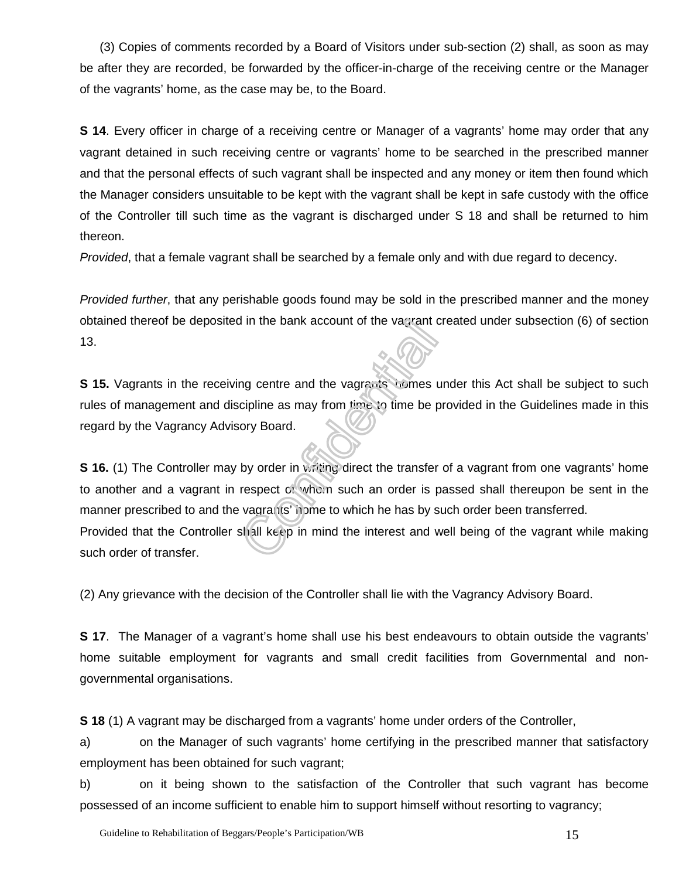(3) Copies of comments recorded by a Board of Visitors under sub-section (2) shall, as soon as may be after they are recorded, be forwarded by the officer-in-charge of the receiving centre or the Manager of the vagrants' home, as the case may be, to the Board.

**S 14**. Every officer in charge of a receiving centre or Manager of a vagrants' home may order that any vagrant detained in such receiving centre or vagrants' home to be searched in the prescribed manner and that the personal effects of such vagrant shall be inspected and any money or item then found which the Manager considers unsuitable to be kept with the vagrant shall be kept in safe custody with the office of the Controller till such time as the vagrant is discharged under S 18 and shall be returned to him thereon.

*Provided*, that a female vagrant shall be searched by a female only and with due regard to decency.

*Provided further*, that any perishable goods found may be sold in the prescribed manner and the money obtained thereof be deposited in the bank account of the vagrant created under subsection (6) of section 13.

**S 15.** Vagrants in the receiving centre and the vagrants' homes under this Act shall be subject to such rules of management and discipline as may from time to time be provided in the Guidelines made in this regard by the Vagrancy Advisory Board.

**S 16.** (1) The Controller may by order in writing direct the transfer of a vagrant from one vagrants' home to another and a vagrant in respect of whom such an order is passed shall thereupon be sent in the manner prescribed to and the vagrants' home to which he has by such order been transferred.

Provided that the Controller shall keep in mind the interest and well being of the vagrant while making such order of transfer.

(2) Any grievance with the decision of the Controller shall lie with the Vagrancy Advisory Board.

**S 17**. The Manager of a vagrant's home shall use his best endeavours to obtain outside the vagrants' home suitable employment for vagrants and small credit facilities from Governmental and non-governmental organisations.

**S 18** (1) A vagrant may be discharged from a vagrants' home under orders of the Controller,

a) on the Manager of such vagrants' home certifying in the prescribed manner that satisfactory employment has been obtained for such vagrant;

b) on it being shown to the satisfaction of the Controller that such vagrant has become possessed of an income sufficient to enable him to support himself without resorting to vagrancy;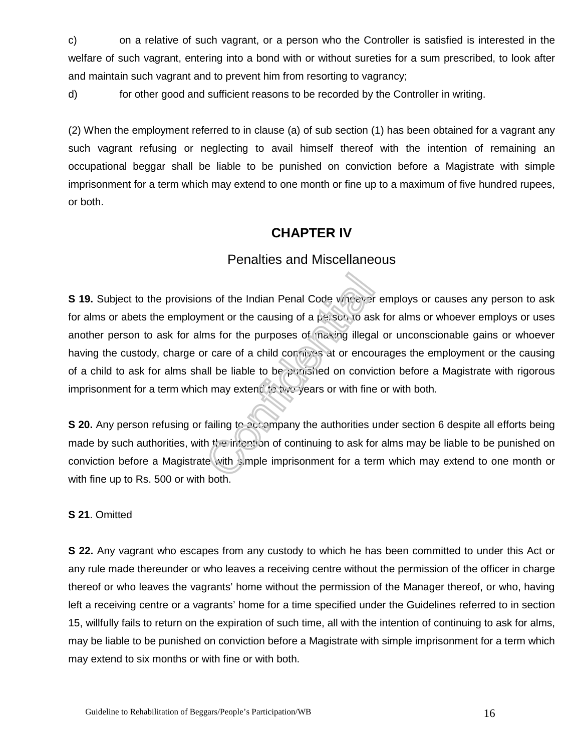c) on a relative of such vagrant, or a person who the Controller is satisfied is interested in the welfare of such vagrant, entering into a bond with or without sureties for a sum prescribed, to look after and maintain such vagrant and to prevent him from resorting to vagrancy;

d) for other good and sufficient reasons to be recorded by the Controller in writing.

(2) When the employment referred to in clause (a) of sub section (1) has been obtained for a vagrant any such vagrant refusing or neglecting to avail himself thereof with the intention of remaining an occupational beggar shall be liable to be punished on conviction before a Magistrate with simple imprisonment for a term which may extend to one month or fine up to a maximum of five hundred rupees, or both.

## CHAPTER IV

### Penalties and Miscellaneous

**S 19.** Subject to the provisions of the Indian Penal Code whoever employs or causes any person to ask for alms or abets the employment or the causing of a person to ask for alms or whoever employs or uses another person to ask for alms for the purposes of making illegal or unconscionable gains or whoever having the custody, charge or care of a child connives at or encourages the employment or the causing of a child to ask for alms shall be liable to be punished on conviction before a Magistrate with rigorous imprisonment for a term which may extend to two years or with fine or with both.

**S 20.** Any person refusing or failing to accompany the authorities under section 6 despite all efforts being made by such authorities, with the intention of continuing to ask for alms may be liable to be punished on conviction before a Magistrate with simple imprisonment for a term which may extend to one month or with fine up to Rs. 500 or with both.

**S 21**. Omitted

**S 22.** Any vagrant who escapes from any custody to which he has been committed to under this Act or any rule made thereunder or who leaves a receiving centre without the permission of the officer in charge thereof or who leaves the vagrants' home without the permission of the Manager thereof, or who, having left a receiving centre or a vagrants' home for a time specified under the Guidelines referred to in section 15, willfully fails to return on the expiration of such time, all with the intention of continuing to ask for alms, may be liable to be punished on conviction before a Magistrate with simple imprisonment for a term which may extend to six months or with fine or with both.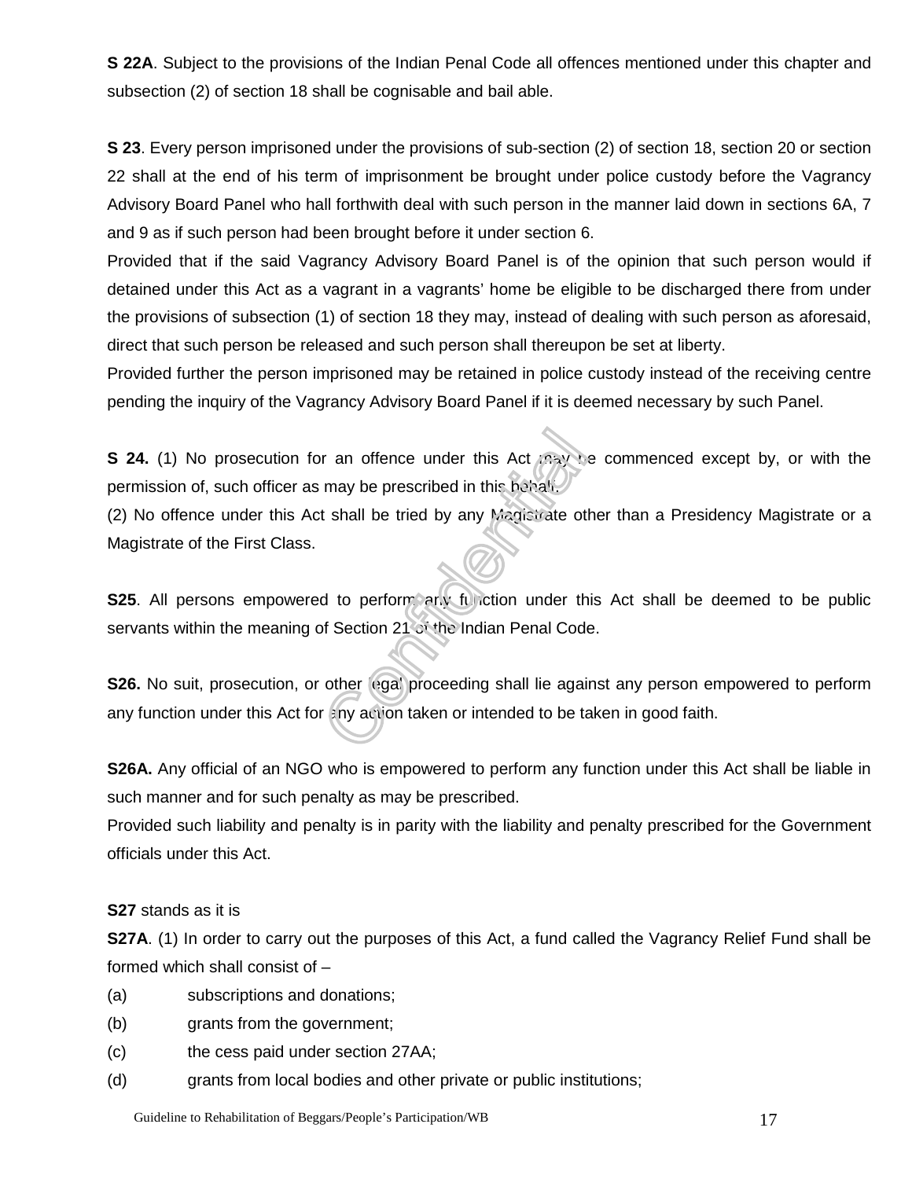**S 22A**. Subject to the provisions of the Indian Penal Code all offences mentioned under this chapter and subsection (2) of section 18 shall be cognisable and bail able.

**S 23**. Every person imprisoned under the provisions of sub-section (2) of section 18, section 20 or section 22 shall at the end of his term of imprisonment be brought under police custody before the Vagrancy Advisory Board Panel who hall forthwith deal with such person in the manner laid down in sections 6A, 7 and 9 as if such person had been brought before it under section 6.

Provided that if the said Vagrancy Advisory Board Panel is of the opinion that such person would if detained under this Act as a vagrant in a vagrants' home be eligible to be discharged there from under the provisions of subsection (1) of section 18 they may, instead of dealing with such person as aforesaid, direct that such person be released and such person shall thereupon be set at liberty.

Provided further the person imprisoned may be retained in police custody instead of the receiving centre pending the inquiry of the Vagrancy Advisory Board Panel if it is deemed necessary by such Panel.

**S 24.** (1) No prosecution for an offence under this Act may be commenced except by, or with the permission of, such officer as may be prescribed in this behalf.

(2) No offence under this Act shall be tried by any Magistrate other than a Presidency Magistrate or a Magistrate of the First Class.

**S25**. All persons empowered to perform any function under this Act shall be deemed to be public servants within the meaning of Section 21 of the Indian Penal Code.

**S26.** No suit, prosecution, or other legal proceeding shall lie against any person empowered to perform any function under this Act for any action taken or intended to be taken in good faith.

**S26A.** Any official of an NGO who is empowered to perform any function under this Act shall be liable in such manner and for such penalty as may be prescribed.

Provided such liability and penalty is in parity with the liability and penalty prescribed for the Government officials under this Act.

**S27** stands as it is

**S27A**. (1) In order to carry out the purposes of this Act, a fund called the Vagrancy Relief Fund shall be formed which shall consist of –

(a) subscriptions and donations;

(b) grants from the government;

(c) the cess paid under section 27AA;

(d) grants from local bodies and other private or public institutions;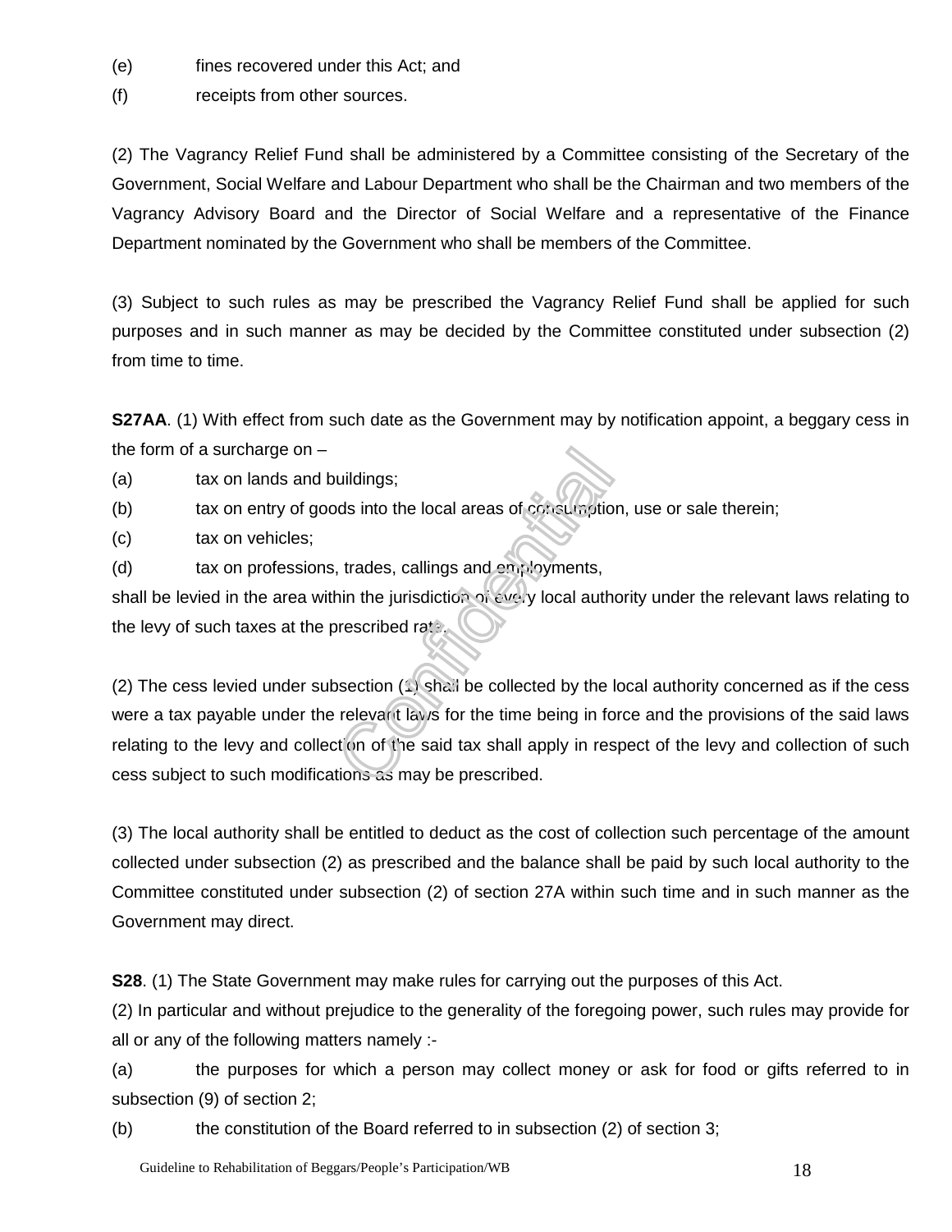(e) fines recovered under this Act; and

(f) receipts from other sources.

(2) The Vagrancy Relief Fund shall be administered by a Committee consisting of the Secretary of the Government, Social Welfare and Labour Department who shall be the Chairman and two members of the Vagrancy Advisory Board and the Director of Social Welfare and a representative of the Finance Department nominated by the Government who shall be members of the Committee.

(3) Subject to such rules as may be prescribed the Vagrancy Relief Fund shall be applied for such purposes and in such manner as may be decided by the Committee constituted under subsection (2) from time to time.

**S27AA**. (1) With effect from such date as the Government may by notification appoint, a beggary cess in the form of a surcharge on –

(a) tax on lands and buildings;

(b) tax on entry of goods into the local areas of consumption, use or sale therein;

(c) tax on vehicles;

(d) tax on professions, trades, callings and employments,

shall be levied in the area within the jurisdiction of every local authority under the relevant laws relating to the levy of such taxes at the prescribed rate.

(2) The cess levied under subsection (1) shall be collected by the local authority concerned as if the cess were a tax payable under the relevant laws for the time being in force and the provisions of the said laws relating to the levy and collection of the said tax shall apply in respect of the levy and collection of such cess subject to such modifications as may be prescribed.

(3) The local authority shall be entitled to deduct as the cost of collection such percentage of the amount collected under subsection (2) as prescribed and the balance shall be paid by such local authority to the Committee constituted under subsection (2) of section 27A within such time and in such manner as the Government may direct.

**S28**. (1) The State Government may make rules for carrying out the purposes of this Act.

(2) In particular and without prejudice to the generality of the foregoing power, such rules may provide for all or any of the following matters namely :-

(a) the purposes for which a person may collect money or ask for food or gifts referred to in subsection (9) of section 2;

(b) the constitution of the Board referred to in subsection (2) of section 3;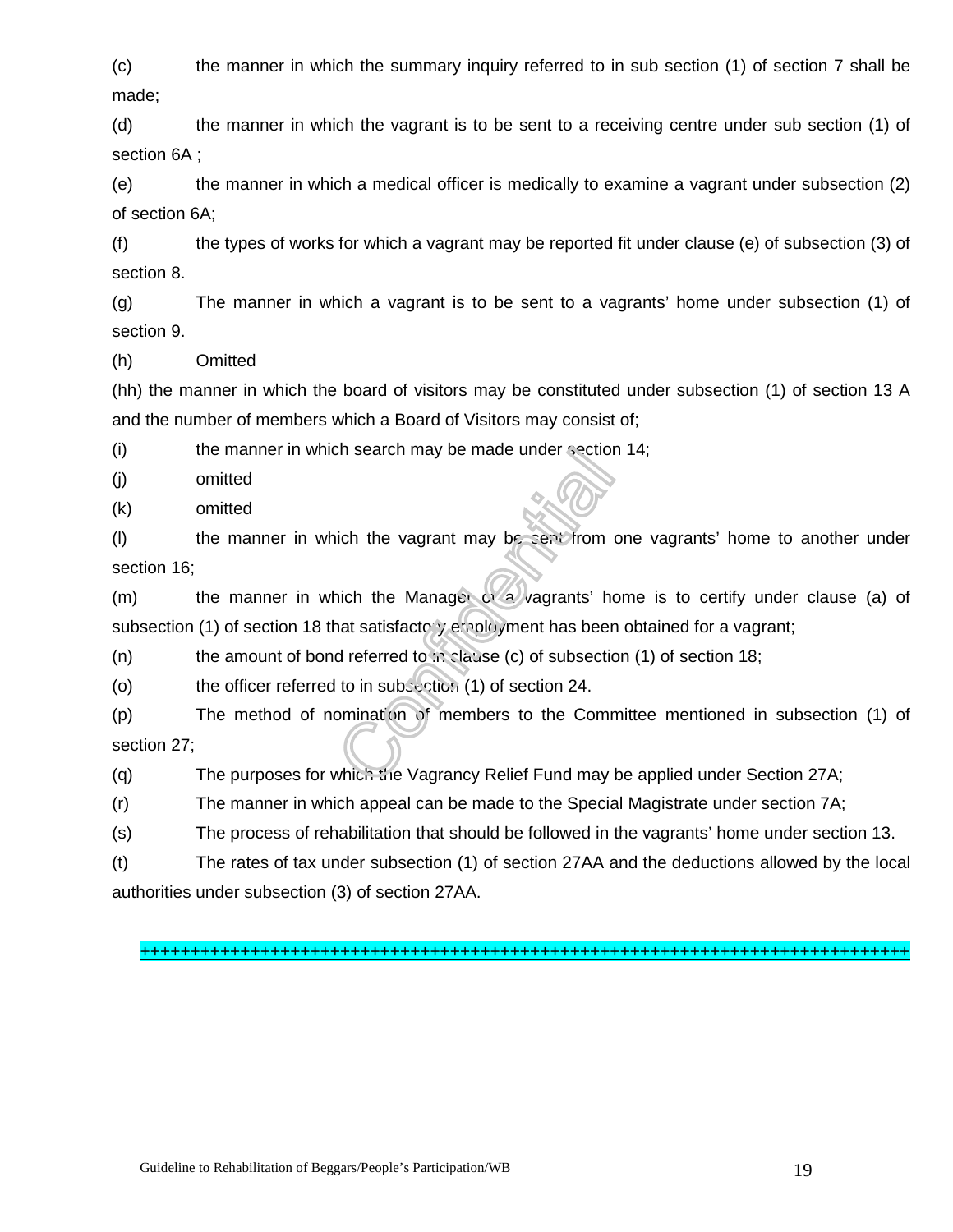(c) the manner in which the summary inquiry referred to in sub section (1) of section 7 shall be made;

(d) the manner in which the vagrant is to be sent to a receiving centre under sub section (1) of section 6A ;

(e) the manner in which a medical officer is medically to examine a vagrant under subsection (2) of section 6A;

(f) the types of works for which a vagrant may be reported fit under clause (e) of subsection (3) of section 8.

(g) The manner in which a vagrant is to be sent to a vagrants' home under subsection (1) of section 9.

(h) Omitted

(hh) the manner in which the board of visitors may be constituted under subsection (1) of section 13 A and the number of members which a Board of Visitors may consist of;

(i) the manner in which search may be made under section 14;

(j) omitted

(k) omitted

(l) the manner in which the vagrant may be sent from one vagrants' home to another under section 16;

(m) the manner in which the Manager of a vagrants' home is to certify under clause (a) of subsection (1) of section 18 that satisfactory employment has been obtained for a vagrant;

(n) the amount of bond referred to in clause (c) of subsection (1) of section 18;

(o) the officer referred to in subsection (1) of section 24.

(p) The method of nomination of members to the Committee mentioned in subsection (1) of section 27;

(q) The purposes for which the Vagrancy Relief Fund may be applied under Section 27A;

(r) The manner in which appeal can be made to the Special Magistrate under section 7A;

(s) The process of rehabilitation that should be followed in the vagrants' home under section 13.

(t) The rates of tax under subsection (1) of section 27AA and the deductions allowed by the local authorities under subsection (3) of section 27AA.

++++++++++++++++++++++++++++++++++++++++++++++++++++++++++++++++++++++++++++++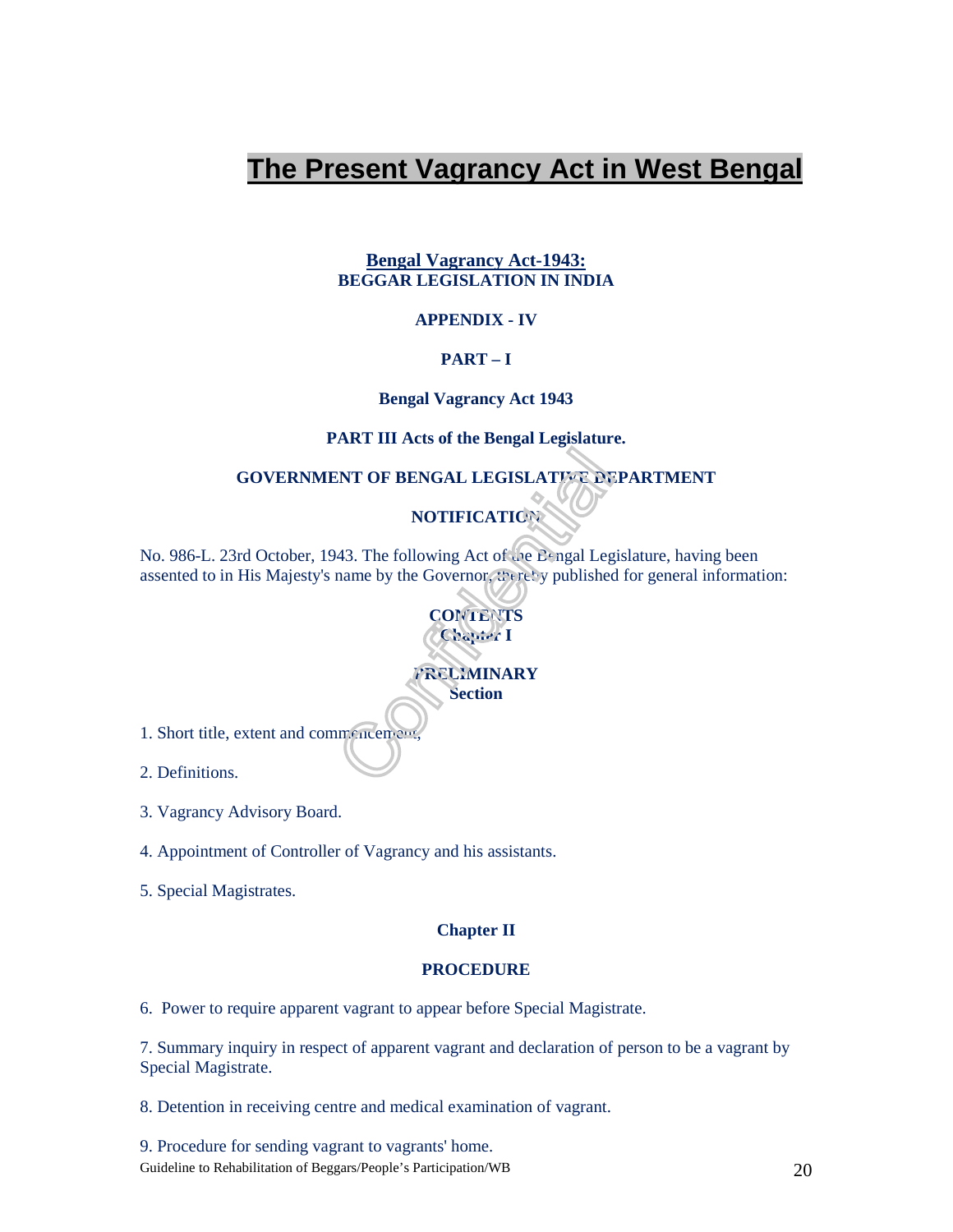# The Present Vagrancy Act in West Bengal

**Bengal Vagrancy Act-1943:**
**BEGGAR LEGISLATION IN INDIA**

**APPENDIX - IV**

**PART – I**

**Bengal Vagrancy Act 1943**

**PART III Acts of the Bengal Legislature.**

**GOVERNMENT OF BENGAL LEGISLATIVE DEPARTMENT**

**NOTIFICATION**

No. 986-L. 23rd October, 1943. The following Act of the Bengal Legislature, having been assented to in His Majesty's name by the Governor, is hereby published for general information:

**CONTENTS**
**Chapter I**

**PRELIMINARY**
**Section**

1. Short title, extent and commencement,

2. Definitions.

3. Vagrancy Advisory Board.

4. Appointment of Controller of Vagrancy and his assistants.

5. Special Magistrates.

**Chapter II**

**PROCEDURE**

6. Power to require apparent vagrant to appear before Special Magistrate.

7. Summary inquiry in respect of apparent vagrant and declaration of person to be a vagrant by Special Magistrate.

8. Detention in receiving centre and medical examination of vagrant.

9. Procedure for sending vagrant to vagrants' home.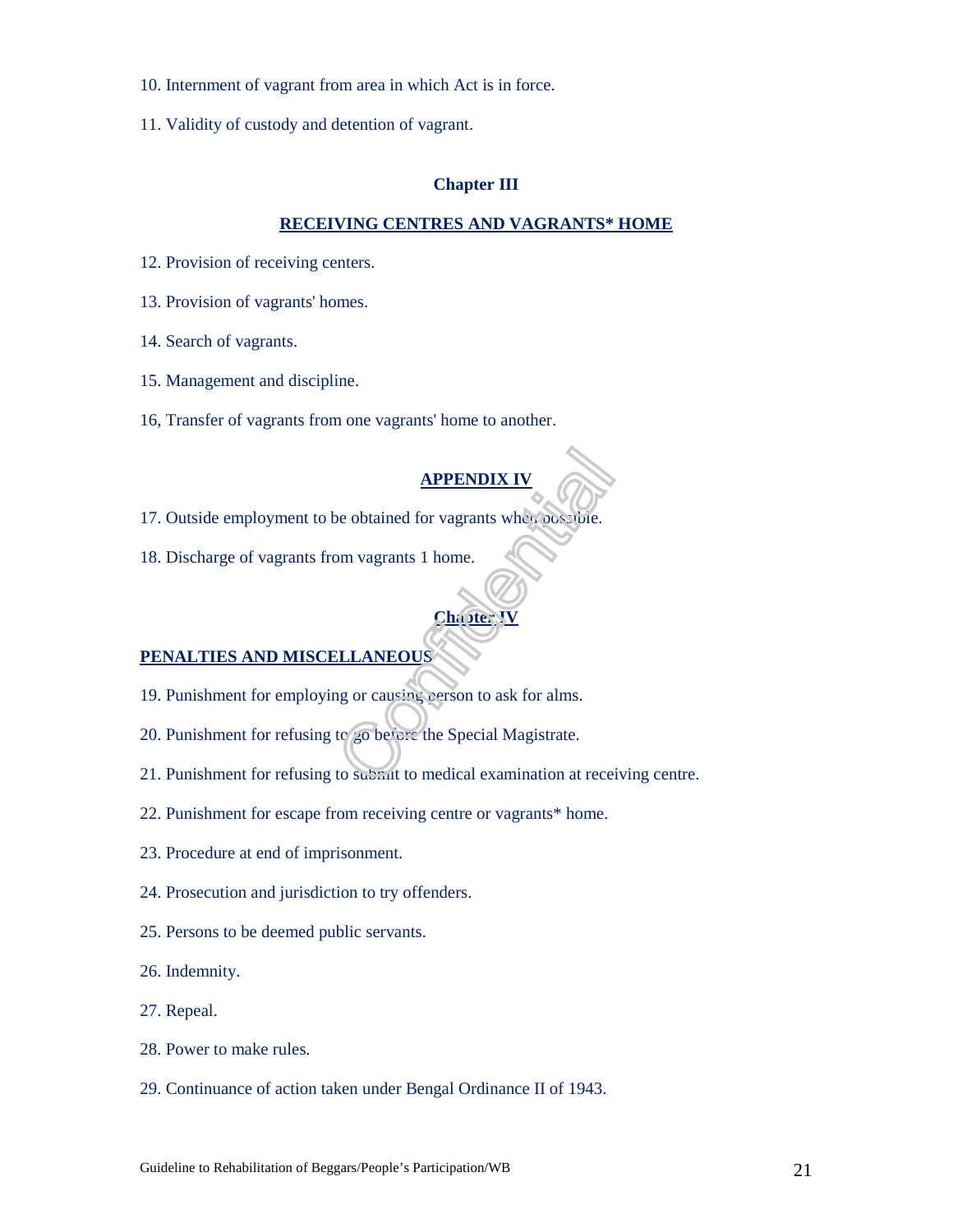10. Internment of vagrant from area in which Act is in force.

11. Validity of custody and detention of vagrant.

## Chapter III

## RECEIVING CENTRES AND VAGRANTS* HOME

12. Provision of receiving centers.

13. Provision of vagrants' homes.

14. Search of vagrants.

15. Management and discipline.

16, Transfer of vagrants from one vagrants' home to another.

## APPENDIX IV

17. Outside employment to be obtained for vagrants when possible.

18. Discharge of vagrants from vagrants 1 home.

## Chapter IV

## PENALTIES AND MISCELLANEOUS

19. Punishment for employing or causing person to ask for alms.

20. Punishment for refusing to go before the Special Magistrate.

21. Punishment for refusing to submit to medical examination at receiving centre.

22. Punishment for escape from receiving centre or vagrants* home.

23. Procedure at end of imprisonment.

24. Prosecution and jurisdiction to try offenders.

25. Persons to be deemed public servants.

26. Indemnity.

27. Repeal.

28. Power to make rules.

29. Continuance of action taken under Bengal Ordinance II of 1943.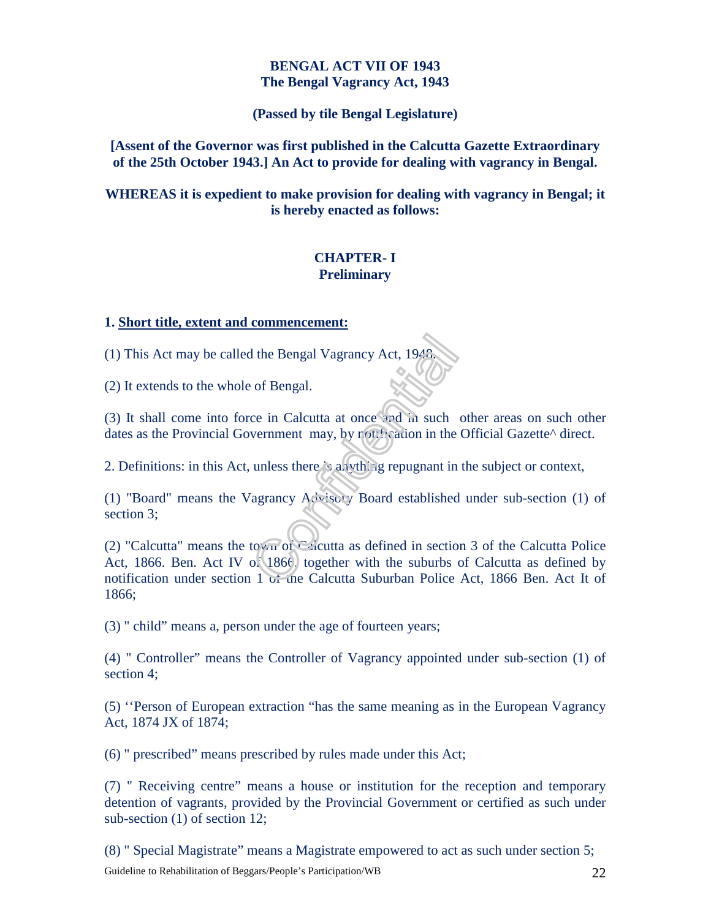**BENGAL ACT VII OF 1943**
**The Bengal Vagrancy Act, 1943**

**(Passed by tile Bengal Legislature)**

**[Assent of the Governor was first published in the Calcutta Gazette Extraordinary of the 25th October 1943.] An Act to provide for dealing with vagrancy in Bengal.**

**WHEREAS it is expedient to make provision for dealing with vagrancy in Bengal; it is hereby enacted as follows:**

## CHAPTER- I
## Preliminary

**1. Short title, extent and commencement:**

(1) This Act may be called the Bengal Vagrancy Act, 1943.

(2) It extends to the whole of Bengal.

(3) It shall come into force in Calcutta at once and in such other areas on such other dates as the Provincial Government may, by notification in the Official Gazette^ direct.

2. Definitions: in this Act, unless there is anything repugnant in the subject or context,

(1) "Board" means the Vagrancy Advisory Board established under sub-section (1) of section 3;

(2) "Calcutta" means the town of Calcutta as defined in section 3 of the Calcutta Police Act, 1866. Ben. Act IV of 1866, together with the suburbs of Calcutta as defined by notification under section 1 of the Calcutta Suburban Police Act, 1866 Ben. Act It of 1866;

(3) " child" means a, person under the age of fourteen years;

(4) " Controller" means the Controller of Vagrancy appointed under sub-section (1) of section 4;

(5) ''Person of European extraction "has the same meaning as in the European Vagrancy Act, 1874 JX of 1874;

(6) " prescribed" means prescribed by rules made under this Act;

(7) " Receiving centre" means a house or institution for the reception and temporary detention of vagrants, provided by the Provincial Government or certified as such under sub-section (1) of section 12;

(8) " Special Magistrate" means a Magistrate empowered to act as such under section 5;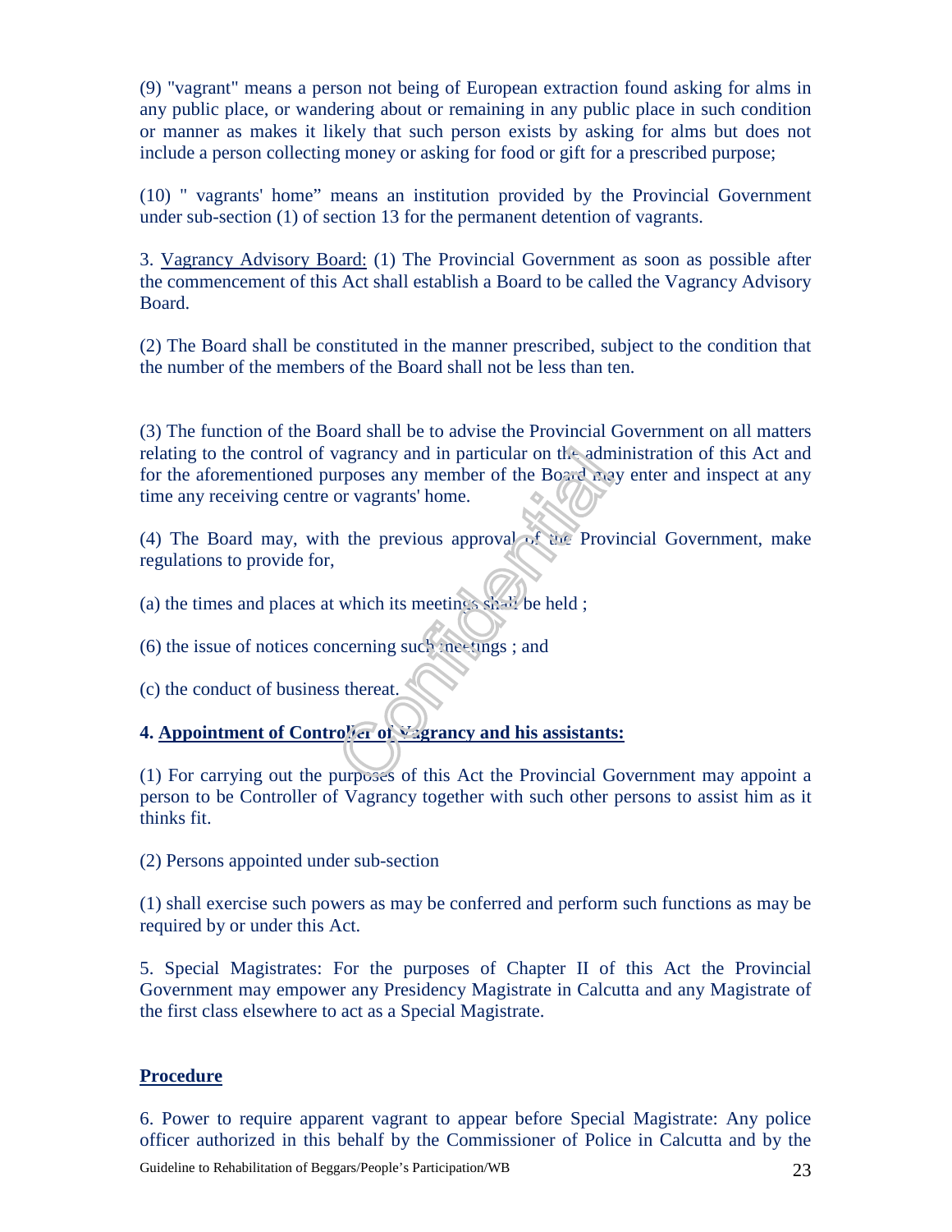(9) "vagrant" means a person not being of European extraction found asking for alms in any public place, or wandering about or remaining in any public place in such condition or manner as makes it likely that such person exists by asking for alms but does not include a person collecting money or asking for food or gift for a prescribed purpose;

(10) " vagrants' home" means an institution provided by the Provincial Government under sub-section (1) of section 13 for the permanent detention of vagrants.

3. Vagrancy Advisory Board: (1) The Provincial Government as soon as possible after the commencement of this Act shall establish a Board to be called the Vagrancy Advisory Board.

(2) The Board shall be constituted in the manner prescribed, subject to the condition that the number of the members of the Board shall not be less than ten.

(3) The function of the Board shall be to advise the Provincial Government on all matters relating to the control of vagrancy and in particular on the administration of this Act and for the aforementioned purposes any member of the Board may enter and inspect at any time any receiving centre or vagrants' home.

(4) The Board may, with the previous approval of the Provincial Government, make regulations to provide for,

(a) the times and places at which its meetings shall be held ;

(6) the issue of notices concerning such meetings ; and

(c) the conduct of business thereat.

**4. Appointment of Controller of Vagrancy and his assistants:**

(1) For carrying out the purposes of this Act the Provincial Government may appoint a person to be Controller of Vagrancy together with such other persons to assist him as it thinks fit.

(2) Persons appointed under sub-section

(1) shall exercise such powers as may be conferred and perform such functions as may be required by or under this Act.

5. Special Magistrates: For the purposes of Chapter II of this Act the Provincial Government may empower any Presidency Magistrate in Calcutta and any Magistrate of the first class elsewhere to act as a Special Magistrate.

**Procedure**

6. Power to require apparent vagrant to appear before Special Magistrate: Any police officer authorized in this behalf by the Commissioner of Police in Calcutta and by the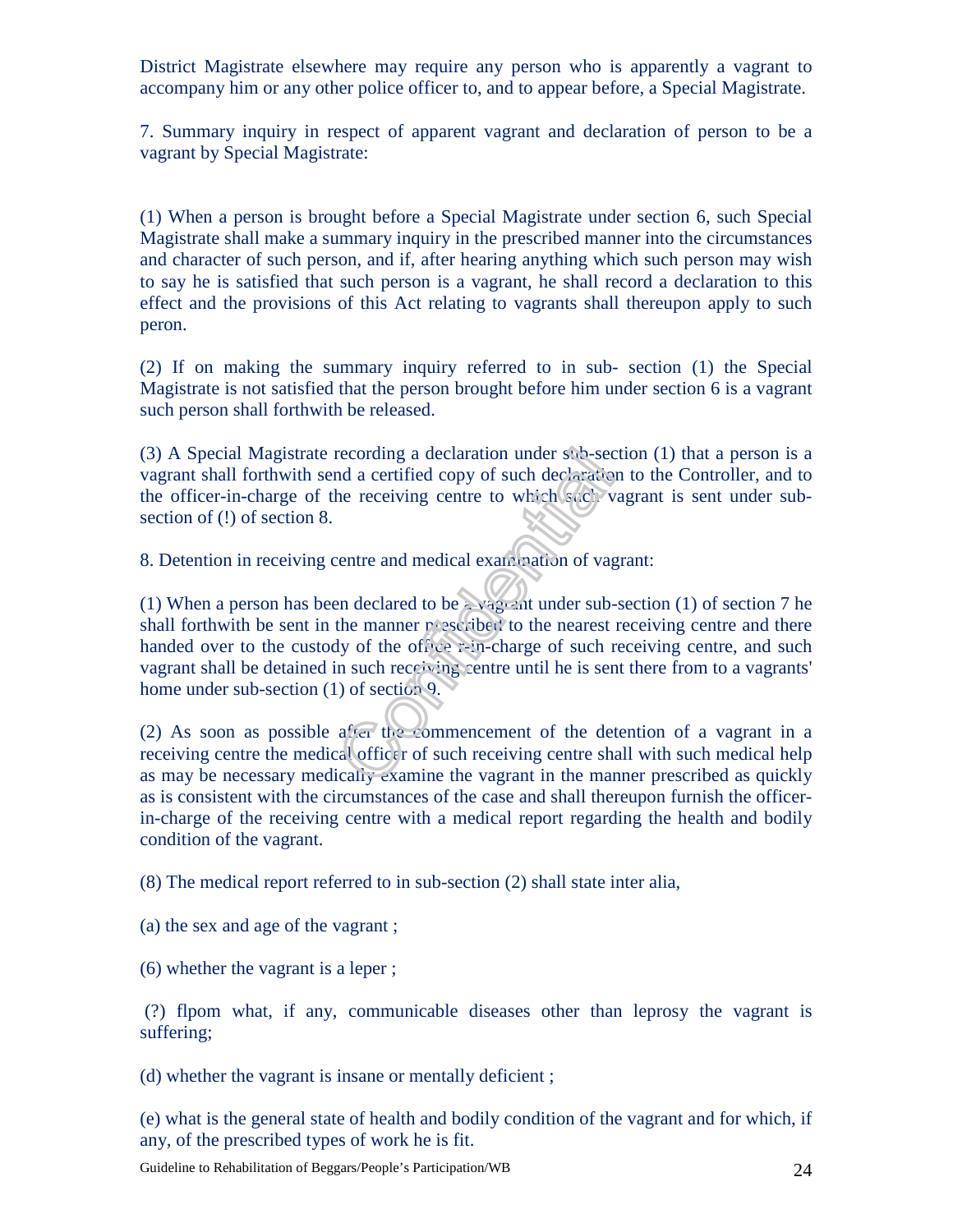District Magistrate elsewhere may require any person who is apparently a vagrant to accompany him or any other police officer to, and to appear before, a Special Magistrate.

7. Summary inquiry in respect of apparent vagrant and declaration of person to be a vagrant by Special Magistrate:

(1) When a person is brought before a Special Magistrate under section 6, such Special Magistrate shall make a summary inquiry in the prescribed manner into the circumstances and character of such person, and if, after hearing anything which such person may wish to say he is satisfied that such person is a vagrant, he shall record a declaration to this effect and the provisions of this Act relating to vagrants shall thereupon apply to such peron.

(2) If on making the summary inquiry referred to in sub- section (1) the Special Magistrate is not satisfied that the person brought before him under section 6 is a vagrant such person shall forthwith be released.

(3) A Special Magistrate recording a declaration under sub-section (1) that a person is a vagrant shall forthwith send a certified copy of such declaration to the Controller, and to the officer-in-charge of the receiving centre to which such vagrant is sent under sub-section of (!) of section 8.

8. Detention in receiving centre and medical examination of vagrant:

(1) When a person has been declared to be a vagrant under sub-section (1) of section 7 he shall forthwith be sent in the manner prescribed to the nearest receiving centre and there handed over to the custody of the office r-in-charge of such receiving centre, and such vagrant shall be detained in such receiving centre until he is sent there from to a vagrants' home under sub-section (1) of section 9.

(2) As soon as possible after the commencement of the detention of a vagrant in a receiving centre the medical officer of such receiving centre shall with such medical help as may be necessary medically examine the vagrant in the manner prescribed as quickly as is consistent with the circumstances of the case and shall thereupon furnish the officer-in-charge of the receiving centre with a medical report regarding the health and bodily condition of the vagrant.

(8) The medical report referred to in sub-section (2) shall state inter alia,

(a) the sex and age of the vagrant ;

(6) whether the vagrant is a leper ;

(?) flpom what, if any, communicable diseases other than leprosy the vagrant is suffering;

(d) whether the vagrant is insane or mentally deficient ;

(e) what is the general state of health and bodily condition of the vagrant and for which, if any, of the prescribed types of work he is fit.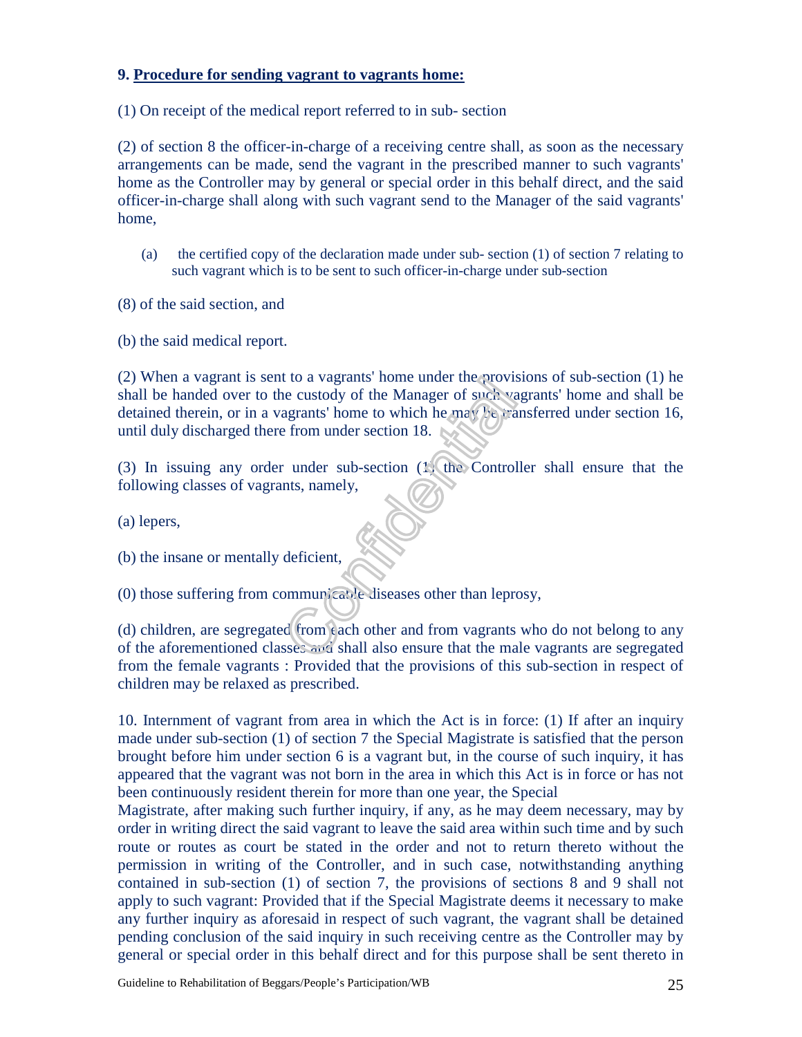**9. Procedure for sending vagrant to vagrants home:**

(1) On receipt of the medical report referred to in sub- section

(2) of section 8 the officer-in-charge of a receiving centre shall, as soon as the necessary arrangements can be made, send the vagrant in the prescribed manner to such vagrants' home as the Controller may by general or special order in this behalf direct, and the said officer-in-charge shall along with such vagrant send to the Manager of the said vagrants' home,

(a) the certified copy of the declaration made under sub- section (1) of section 7 relating to such vagrant which is to be sent to such officer-in-charge under sub-section

(8) of the said section, and

(b) the said medical report.

(2) When a vagrant is sent to a vagrants' home under the provisions of sub-section (1) he shall be handed over to the custody of the Manager of such vagrants' home and shall be detained therein, or in a vagrants' home to which he may be transferred under section 16, until duly discharged there from under section 18.

(3) In issuing any order under sub-section (1) the Controller shall ensure that the following classes of vagrants, namely,

(a) lepers,

(b) the insane or mentally deficient,

(0) those suffering from communicable diseases other than leprosy,

(d) children, are segregated from each other and from vagrants who do not belong to any of the aforementioned classes and shall also ensure that the male vagrants are segregated from the female vagrants : Provided that the provisions of this sub-section in respect of children may be relaxed as prescribed.

10. Internment of vagrant from area in which the Act is in force: (1) If after an inquiry made under sub-section (1) of section 7 the Special Magistrate is satisfied that the person brought before him under section 6 is a vagrant but, in the course of such inquiry, it has appeared that the vagrant was not born in the area in which this Act is in force or has not been continuously resident therein for more than one year, the Special Magistrate, after making such further inquiry, if any, as he may deem necessary, may by order in writing direct the said vagrant to leave the said area within such time and by such route or routes as court be stated in the order and not to return thereto without the permission in writing of the Controller, and in such case, notwithstanding anything contained in sub-section (1) of section 7, the provisions of sections 8 and 9 shall not apply to such vagrant: Provided that if the Special Magistrate deems it necessary to make any further inquiry as aforesaid in respect of such vagrant, the vagrant shall be detained pending conclusion of the said inquiry in such receiving centre as the Controller may by general or special order in this behalf direct and for this purpose shall be sent thereto in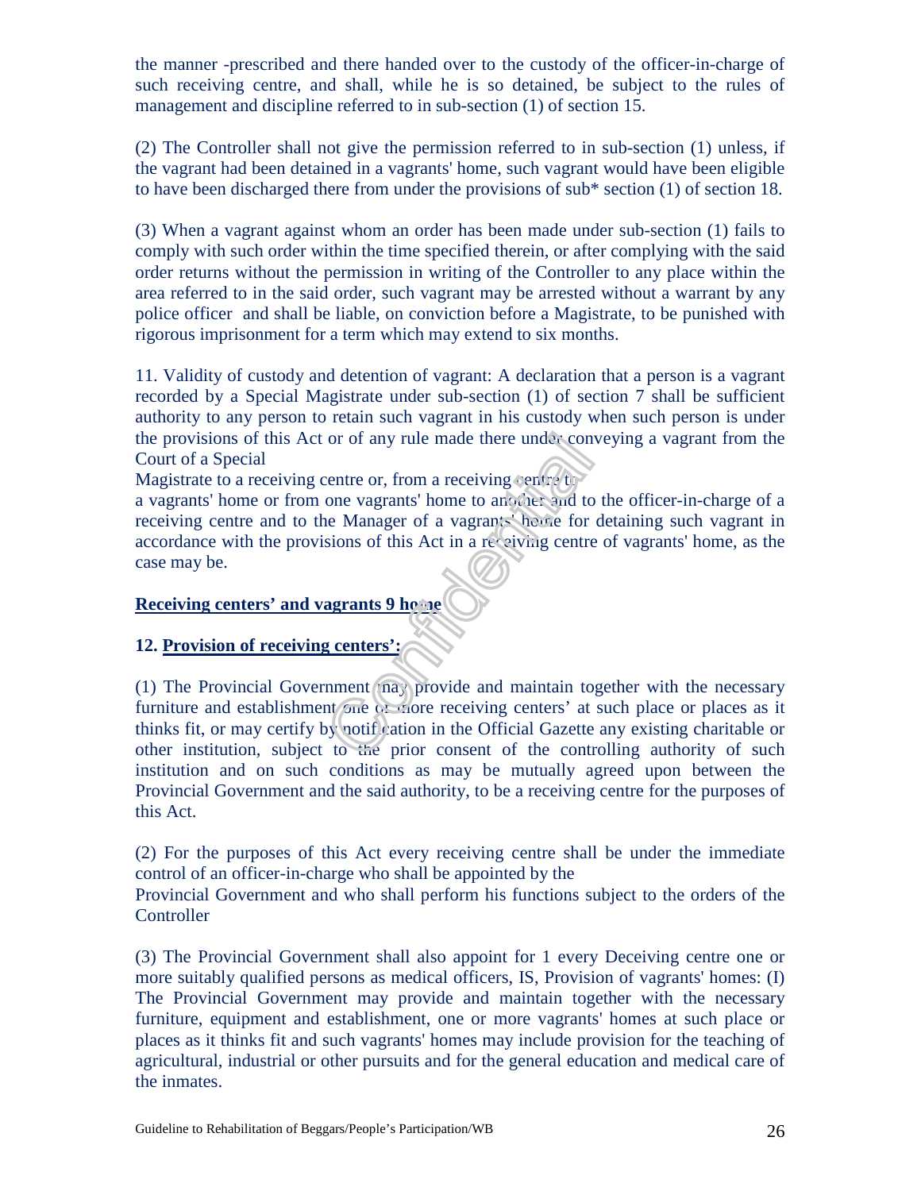the manner -prescribed and there handed over to the custody of the officer-in-charge of such receiving centre, and shall, while he is so detained, be subject to the rules of management and discipline referred to in sub-section (1) of section 15.

(2) The Controller shall not give the permission referred to in sub-section (1) unless, if the vagrant had been detained in a vagrants' home, such vagrant would have been eligible to have been discharged there from under the provisions of sub* section (1) of section 18.

(3) When a vagrant against whom an order has been made under sub-section (1) fails to comply with such order within the time specified therein, or after complying with the said order returns without the permission in writing of the Controller to any place within the area referred to in the said order, such vagrant may be arrested without a warrant by any police officer and shall be liable, on conviction before a Magistrate, to be punished with rigorous imprisonment for a term which may extend to six months.

11. Validity of custody and detention of vagrant: A declaration that a person is a vagrant recorded by a Special Magistrate under sub-section (1) of section 7 shall be sufficient authority to any person to retain such vagrant in his custody when such person is under the provisions of this Act or of any rule made there under conveying a vagrant from the Court of a Special
Magistrate to a receiving centre or, from a receiving centre to
a vagrants' home or from one vagrants' home to another and to the officer-in-charge of a receiving centre and to the Manager of a vagrants' home for detaining such vagrant in accordance with the provisions of this Act in a receiving centre of vagrants' home, as the case may be.

**<u>Receiving centers' and vagrants 9 home</u>**

**12. <u>Provision of receiving centers':</u>**

(1) The Provincial Government may provide and maintain together with the necessary furniture and establishment one or more receiving centers' at such place or places as it thinks fit, or may certify by notification in the Official Gazette any existing charitable or other institution, subject to the prior consent of the controlling authority of such institution and on such conditions as may be mutually agreed upon between the Provincial Government and the said authority, to be a receiving centre for the purposes of this Act.

(2) For the purposes of this Act every receiving centre shall be under the immediate control of an officer-in-charge who shall be appointed by the
Provincial Government and who shall perform his functions subject to the orders of the Controller

(3) The Provincial Government shall also appoint for 1 every Deceiving centre one or more suitably qualified persons as medical officers, IS, Provision of vagrants' homes: (I) The Provincial Government may provide and maintain together with the necessary furniture, equipment and establishment, one or more vagrants' homes at such place or places as it thinks fit and such vagrants' homes may include provision for the teaching of agricultural, industrial or other pursuits and for the general education and medical care of the inmates.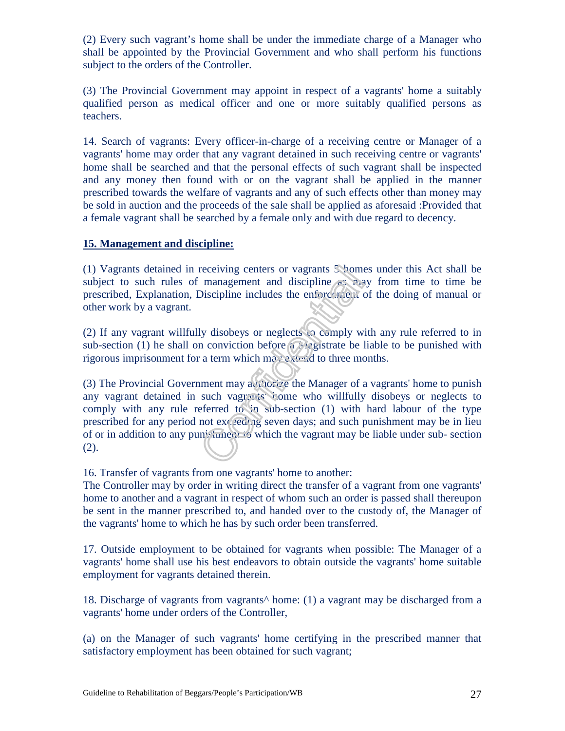(2) Every such vagrant's home shall be under the immediate charge of a Manager who shall be appointed by the Provincial Government and who shall perform his functions subject to the orders of the Controller.

(3) The Provincial Government may appoint in respect of a vagrants' home a suitably qualified person as medical officer and one or more suitably qualified persons as teachers.

14. Search of vagrants: Every officer-in-charge of a receiving centre or Manager of a vagrants' home may order that any vagrant detained in such receiving centre or vagrants' home shall be searched and that the personal effects of such vagrant shall be inspected and any money then found with or on the vagrant shall be applied in the manner prescribed towards the welfare of vagrants and any of such effects other than money may be sold in auction and the proceeds of the sale shall be applied as aforesaid :Provided that a female vagrant shall be searched by a female only and with due regard to decency.

**15. Management and discipline:**

(1) Vagrants detained in receiving centers or vagrants 5 homes under this Act shall be subject to such rules of management and discipline as may from time to time be prescribed, Explanation, Discipline includes the enforcement of the doing of manual or other work by a vagrant.

(2) If any vagrant willfully disobeys or neglects to comply with any rule referred to in sub-section (1) he shall on conviction before a Magistrate be liable to be punished with rigorous imprisonment for a term which may extend to three months.

(3) The Provincial Government may authorize the Manager of a vagrants' home to punish any vagrant detained in such vagrants' home who willfully disobeys or neglects to comply with any rule referred to in sub-section (1) with hard labour of the type prescribed for any period not exceeding seven days; and such punishment may be in lieu of or in addition to any punishment to which the vagrant may be liable under sub- section (2).

16. Transfer of vagrants from one vagrants' home to another:
The Controller may by order in writing direct the transfer of a vagrant from one vagrants' home to another and a vagrant in respect of whom such an order is passed shall thereupon be sent in the manner prescribed to, and handed over to the custody of, the Manager of the vagrants' home to which he has by such order been transferred.

17. Outside employment to be obtained for vagrants when possible: The Manager of a vagrants' home shall use his best endeavors to obtain outside the vagrants' home suitable employment for vagrants detained therein.

18. Discharge of vagrants from vagrants^ home: (1) a vagrant may be discharged from a vagrants' home under orders of the Controller,

(a) on the Manager of such vagrants' home certifying in the prescribed manner that satisfactory employment has been obtained for such vagrant;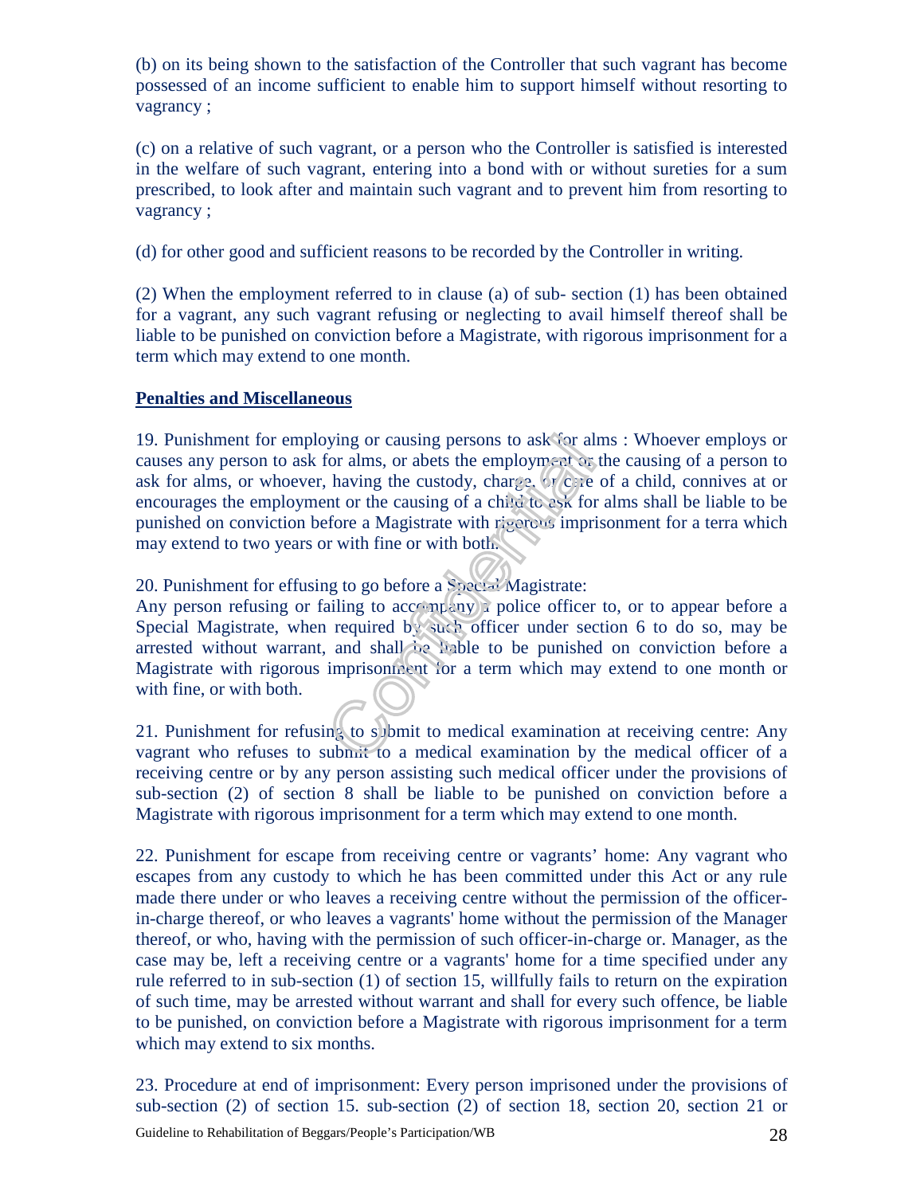(b) on its being shown to the satisfaction of the Controller that such vagrant has become possessed of an income sufficient to enable him to support himself without resorting to vagrancy ;

(c) on a relative of such vagrant, or a person who the Controller is satisfied is interested in the welfare of such vagrant, entering into a bond with or without sureties for a sum prescribed, to look after and maintain such vagrant and to prevent him from resorting to vagrancy ;

(d) for other good and sufficient reasons to be recorded by the Controller in writing.

(2) When the employment referred to in clause (a) of sub- section (1) has been obtained for a vagrant, any such vagrant refusing or neglecting to avail himself thereof shall be liable to be punished on conviction before a Magistrate, with rigorous imprisonment for a term which may extend to one month.

**Penalties and Miscellaneous**

19. Punishment for employing or causing persons to ask for alms : Whoever employs or causes any person to ask for alms, or abets the employment or the causing of a person to ask for alms, or whoever, having the custody, charge, or care of a child, connives at or encourages the employment or the causing of a child to ask for alms shall be liable to be punished on conviction before a Magistrate with rigorous imprisonment for a terra which may extend to two years or with fine or with both.

20. Punishment for effusing to go before a Special Magistrate:
Any person refusing or failing to accompany a police officer to, or to appear before a Special Magistrate, when required by such officer under section 6 to do so, may be arrested without warrant, and shall be liable to be punished on conviction before a Magistrate with rigorous imprisonment for a term which may extend to one month or with fine, or with both.

21. Punishment for refusing to submit to medical examination at receiving centre: Any vagrant who refuses to submit to a medical examination by the medical officer of a receiving centre or by any person assisting such medical officer under the provisions of sub-section (2) of section 8 shall be liable to be punished on conviction before a Magistrate with rigorous imprisonment for a term which may extend to one month.

22. Punishment for escape from receiving centre or vagrants' home: Any vagrant who escapes from any custody to which he has been committed under this Act or any rule made there under or who leaves a receiving centre without the permission of the officer-in-charge thereof, or who leaves a vagrants' home without the permission of the Manager thereof, or who, having with the permission of such officer-in-charge or. Manager, as the case may be, left a receiving centre or a vagrants' home for a time specified under any rule referred to in sub-section (1) of section 15, willfully fails to return on the expiration of such time, may be arrested without warrant and shall for every such offence, be liable to be punished, on conviction before a Magistrate with rigorous imprisonment for a term which may extend to six months.

23. Procedure at end of imprisonment: Every person imprisoned under the provisions of sub-section (2) of section 15. sub-section (2) of section 18, section 20, section 21 or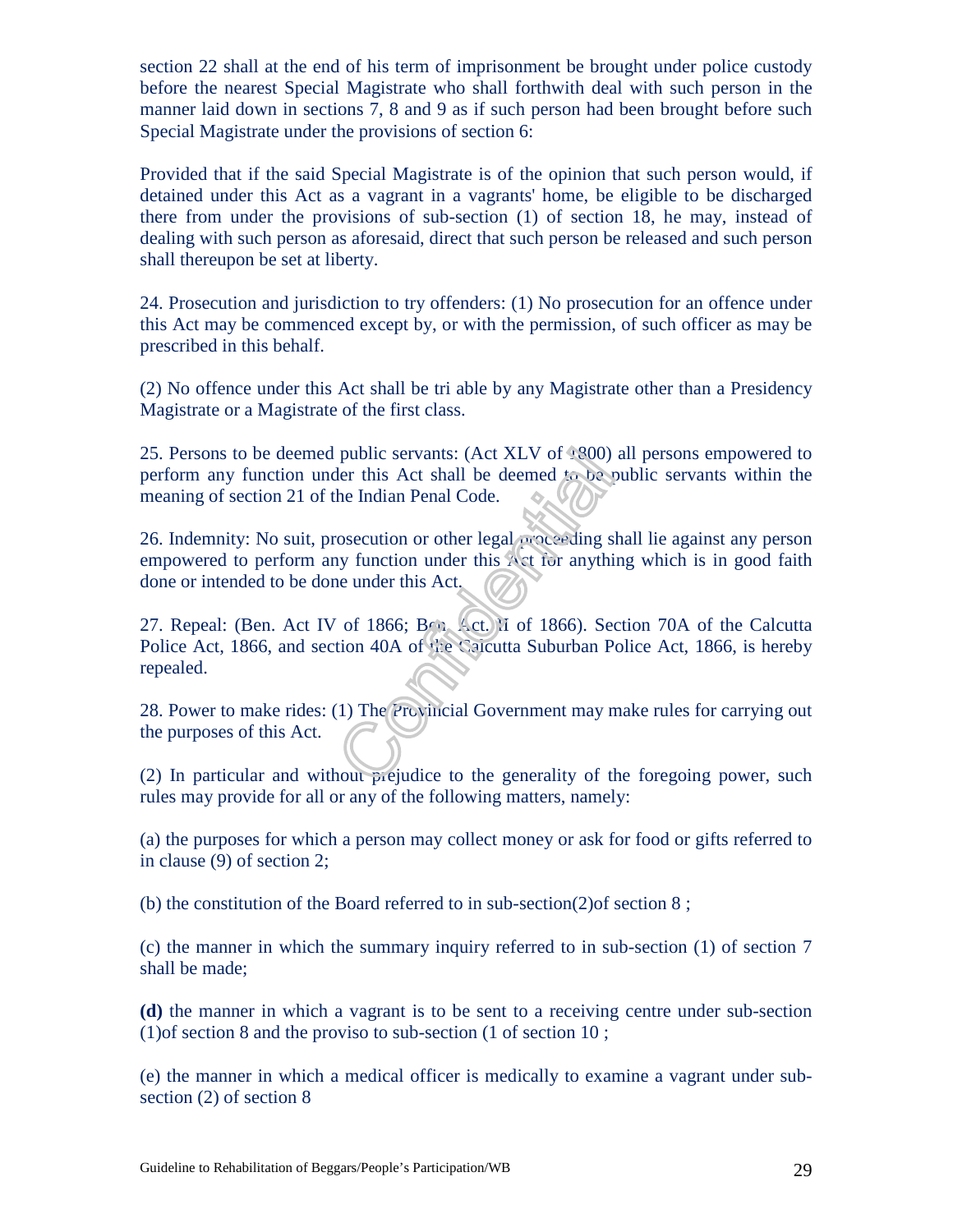section 22 shall at the end of his term of imprisonment be brought under police custody before the nearest Special Magistrate who shall forthwith deal with such person in the manner laid down in sections 7, 8 and 9 as if such person had been brought before such Special Magistrate under the provisions of section 6:

Provided that if the said Special Magistrate is of the opinion that such person would, if detained under this Act as a vagrant in a vagrants' home, be eligible to be discharged there from under the provisions of sub-section (1) of section 18, he may, instead of dealing with such person as aforesaid, direct that such person be released and such person shall thereupon be set at liberty.

24. Prosecution and jurisdiction to try offenders: (1) No prosecution for an offence under this Act may be commenced except by, or with the permission, of such officer as may be prescribed in this behalf.

(2) No offence under this Act shall be tri able by any Magistrate other than a Presidency Magistrate or a Magistrate of the first class.

25. Persons to be deemed public servants: (Act XLV of 1800) all persons empowered to perform any function under this Act shall be deemed to be public servants within the meaning of section 21 of the Indian Penal Code.

26. Indemnity: No suit, prosecution or other legal proceeding shall lie against any person empowered to perform any function under this Act for anything which is in good faith done or intended to be done under this Act.

27. Repeal: (Ben. Act IV of 1866; Ben. Act. II of 1866). Section 70A of the Calcutta Police Act, 1866, and section 40A of the Calcutta Suburban Police Act, 1866, is hereby repealed.

28. Power to make rides: (1) The Provincial Government may make rules for carrying out the purposes of this Act.

(2) In particular and without prejudice to the generality of the foregoing power, such rules may provide for all or any of the following matters, namely:

(a) the purposes for which a person may collect money or ask for food or gifts referred to in clause (9) of section 2;

(b) the constitution of the Board referred to in sub-section(2)of section 8 ;

(c) the manner in which the summary inquiry referred to in sub-section (1) of section 7 shall be made;

**(d)** the manner in which a vagrant is to be sent to a receiving centre under sub-section (1)of section 8 and the proviso to sub-section (1 of section 10 ;

(e) the manner in which a medical officer is medically to examine a vagrant under sub-section (2) of section 8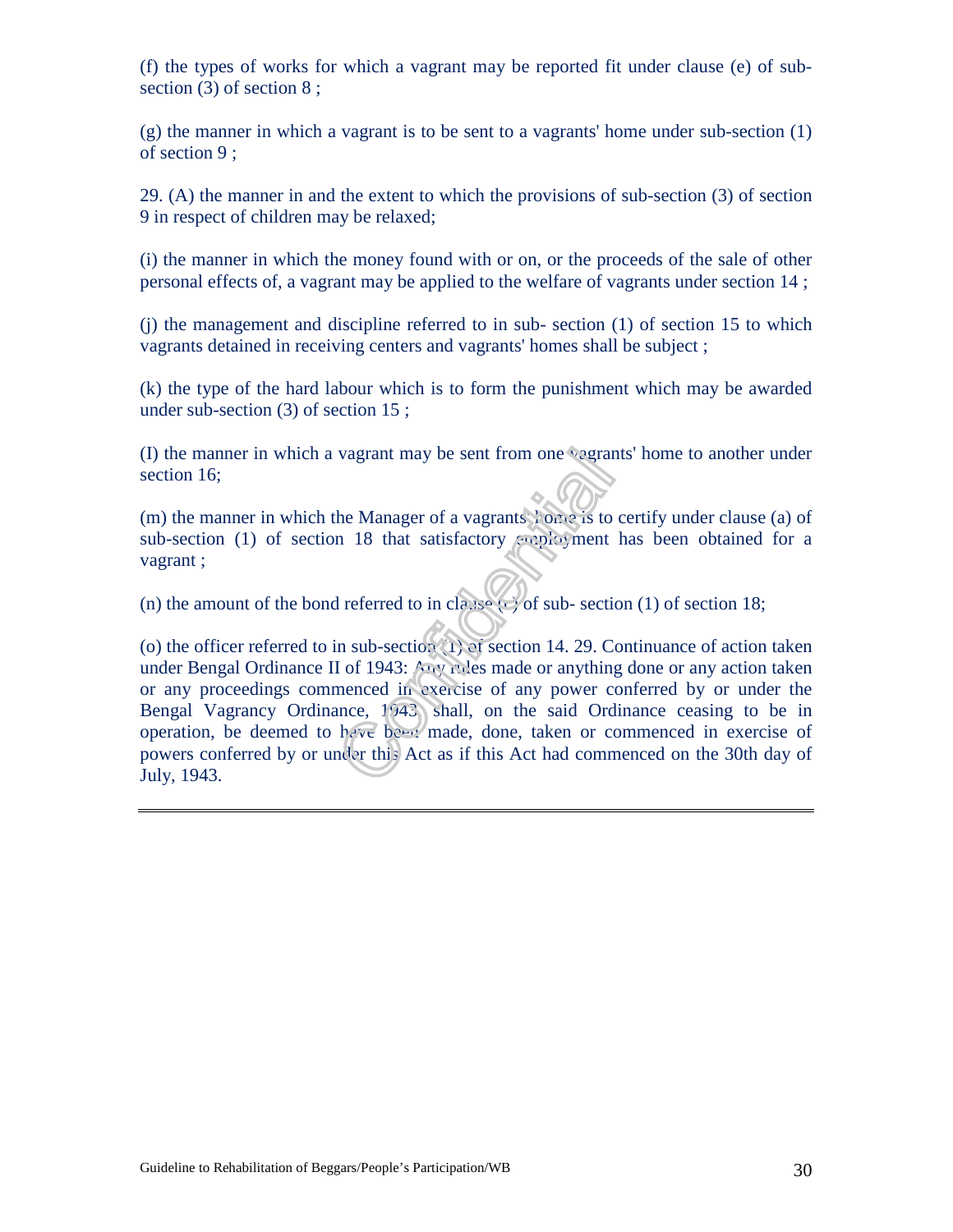(f) the types of works for which a vagrant may be reported fit under clause (e) of sub-section (3) of section 8 ;

(g) the manner in which a vagrant is to be sent to a vagrants' home under sub-section (1) of section 9 ;

29. (A) the manner in and the extent to which the provisions of sub-section (3) of section 9 in respect of children may be relaxed;

(i) the manner in which the money found with or on, or the proceeds of the sale of other personal effects of, a vagrant may be applied to the welfare of vagrants under section 14 ;

(j) the management and discipline referred to in sub- section (1) of section 15 to which vagrants detained in receiving centers and vagrants' homes shall be subject ;

(k) the type of the hard labour which is to form the punishment which may be awarded under sub-section (3) of section 15 ;

(I) the manner in which a vagrant may be sent from one vagrants' home to another under section 16;

(m) the manner in which the Manager of a vagrants' home is to certify under clause (a) of sub-section (1) of section 18 that satisfactory employment has been obtained for a vagrant ;

(n) the amount of the bond referred to in clause (c) of sub- section (1) of section 18;

(o) the officer referred to in sub-section (1) of section 14. 29. Continuance of action taken under Bengal Ordinance II of 1943: Any rules made or anything done or any action taken or any proceedings commenced in exercise of any power conferred by or under the Bengal Vagrancy Ordinance, 1943 shall, on the said Ordinance ceasing to be in operation, be deemed to have been made, done, taken or commenced in exercise of powers conferred by or under this Act as if this Act had commenced on the 30th day of July, 1943.

---